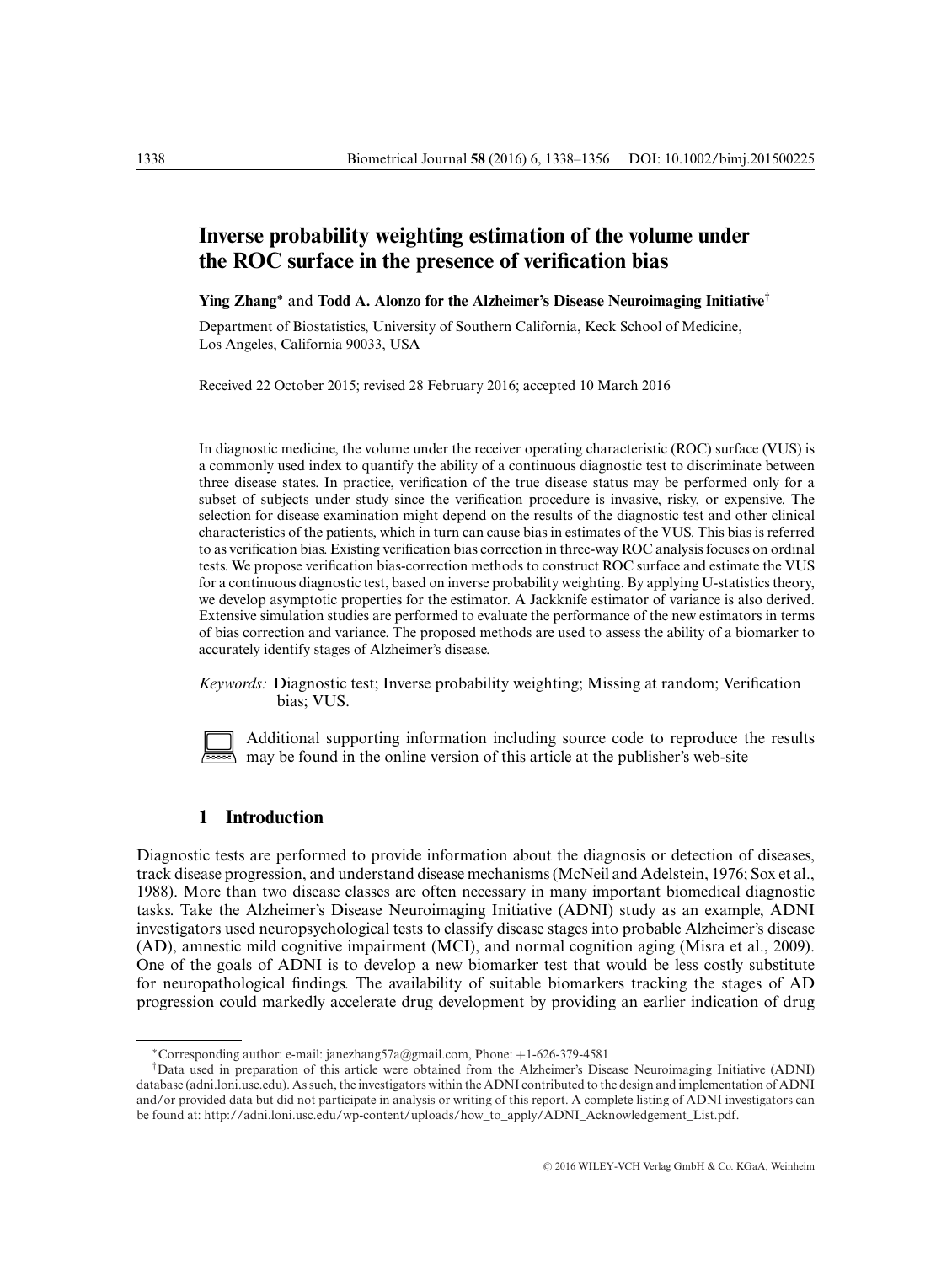# Inverse probability weighting estimation of the volume under the ROC surface in the presence of verification bias

**Ying Zhang*** and **Todd A. Alonzo for the Alzheimer's Disease Neuroimaging Initiative†**

Department of Biostatistics, University of Southern California, Keck School of Medicine, Los Angeles, California 90033, USA

Received 22 October 2015; revised 28 February 2016; accepted 10 March 2016

In diagnostic medicine, the volume under the receiver operating characteristic (ROC) surface (VUS) is a commonly used index to quantify the ability of a continuous diagnostic test to discriminate between three disease states. In practice, verification of the true disease status may be performed only for a subset of subjects under study since the verification procedure is invasive, risky, or expensive. The selection for disease examination might depend on the results of the diagnostic test and other clinical characteristics of the patients, which in turn can cause bias in estimates of the VUS. This bias is referred to as verification bias. Existing verification bias correction in three-way ROC analysis focuses on ordinal tests. We propose verification bias-correction methods to construct ROC surface and estimate the VUS for a continuous diagnostic test, based on inverse probability weighting. By applying U-statistics theory, we develop asymptotic properties for the estimator. A Jackknife estimator of variance is also derived. Extensive simulation studies are performed to evaluate the performance of the new estimators in terms of bias correction and variance. The proposed methods are used to assess the ability of a biomarker to accurately identify stages of Alzheimer's disease.

*Keywords:* Diagnostic test; Inverse probability weighting; Missing at random; Verification bias; VUS.

Additional supporting information including source code to reproduce the results may be found in the online version of this article at the publisher's web-site

## 1 Introduction

Diagnostic tests are performed to provide information about the diagnosis or detection of diseases, track disease progression, and understand disease mechanisms (McNeil and Adelstein, 1976; Sox et al., 1988). More than two disease classes are often necessary in many important biomedical diagnostic tasks. Take the Alzheimer's Disease Neuroimaging Initiative (ADNI) study as an example, ADNI investigators used neuropsychological tests to classify disease stages into probable Alzheimer's disease (AD), amnestic mild cognitive impairment (MCI), and normal cognition aging (Misra et al., 2009). One of the goals of ADNI is to develop a new biomarker test that would be less costly substitute for neuropathological findings. The availability of suitable biomarkers tracking the stages of AD progression could markedly accelerate drug development by providing an earlier indication of drug

*Corresponding author: e-mail: janezhang57a@gmail.com, Phone: +1-626-379-4581

†Data used in preparation of this article were obtained from the Alzheimer's Disease Neuroimaging Initiative (ADNI) database (adni.loni.usc.edu). As such, the investigators within the ADNI contributed to the design and implementation of ADNI and/or provided data but did not participate in analysis or writing of this report. A complete listing of ADNI investigators can be found at: http://adni.loni.usc.edu/wp-content/uploads/how_to_apply/ADNI_Acknowledgement_List.pdf.

© 2016 WILEY-VCH Verlag GmbH & Co. KGaA, Weinheim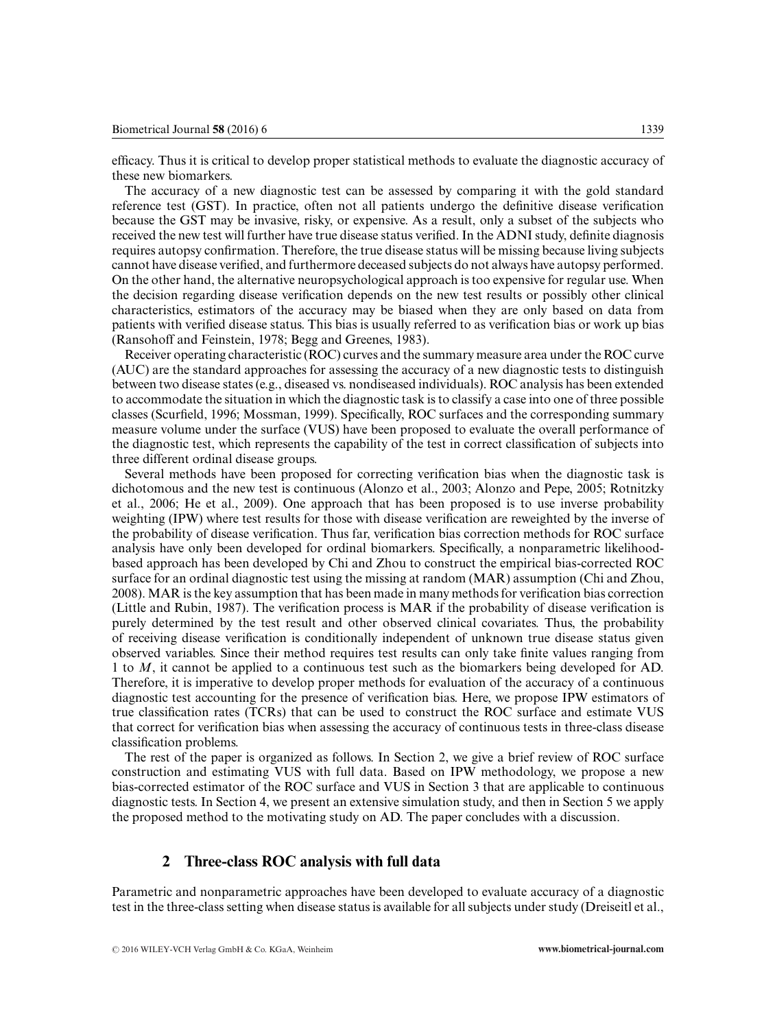efficacy. Thus it is critical to develop proper statistical methods to evaluate the diagnostic accuracy of these new biomarkers.

The accuracy of a new diagnostic test can be assessed by comparing it with the gold standard reference test (GST). In practice, often not all patients undergo the definitive disease verification because the GST may be invasive, risky, or expensive. As a result, only a subset of the subjects who received the new test will further have true disease status verified. In the ADNI study, definite diagnosis requires autopsy confirmation. Therefore, the true disease status will be missing because living subjects cannot have disease verified, and furthermore deceased subjects do not always have autopsy performed. On the other hand, the alternative neuropsychological approach is too expensive for regular use. When the decision regarding disease verification depends on the new test results or possibly other clinical characteristics, estimators of the accuracy may be biased when they are only based on data from patients with verified disease status. This bias is usually referred to as verification bias or work up bias (Ransohoff and Feinstein, 1978; Begg and Greenes, 1983).

Receiver operating characteristic (ROC) curves and the summary measure area under the ROC curve (AUC) are the standard approaches for assessing the accuracy of a new diagnostic tests to distinguish between two disease states (e.g., diseased vs. nondiseased individuals). ROC analysis has been extended to accommodate the situation in which the diagnostic task is to classify a case into one of three possible classes (Scurfield, 1996; Mossman, 1999). Specifically, ROC surfaces and the corresponding summary measure volume under the surface (VUS) have been proposed to evaluate the overall performance of the diagnostic test, which represents the capability of the test in correct classification of subjects into three different ordinal disease groups.

Several methods have been proposed for correcting verification bias when the diagnostic task is dichotomous and the new test is continuous (Alonzo et al., 2003; Alonzo and Pepe, 2005; Rotnitzky et al., 2006; He et al., 2009). One approach that has been proposed is to use inverse probability weighting (IPW) where test results for those with disease verification are reweighted by the inverse of the probability of disease verification. Thus far, verification bias correction methods for ROC surface analysis have only been developed for ordinal biomarkers. Specifically, a nonparametric likelihood-based approach has been developed by Chi and Zhou to construct the empirical bias-corrected ROC surface for an ordinal diagnostic test using the missing at random (MAR) assumption (Chi and Zhou, 2008). MAR is the key assumption that has been made in many methods for verification bias correction (Little and Rubin, 1987). The verification process is MAR if the probability of disease verification is purely determined by the test result and other observed clinical covariates. Thus, the probability of receiving disease verification is conditionally independent of unknown true disease status given observed variables. Since their method requires test results can only take finite values ranging from 1 to $M$, it cannot be applied to a continuous test such as the biomarkers being developed for AD. Therefore, it is imperative to develop proper methods for evaluation of the accuracy of a continuous diagnostic test accounting for the presence of verification bias. Here, we propose IPW estimators of true classification rates (TCRs) that can be used to construct the ROC surface and estimate VUS that correct for verification bias when assessing the accuracy of continuous tests in three-class disease classification problems.

The rest of the paper is organized as follows. In Section 2, we give a brief review of ROC surface construction and estimating VUS with full data. Based on IPW methodology, we propose a new bias-corrected estimator of the ROC surface and VUS in Section 3 that are applicable to continuous diagnostic tests. In Section 4, we present an extensive simulation study, and then in Section 5 we apply the proposed method to the motivating study on AD. The paper concludes with a discussion.

## 2 Three-class ROC analysis with full data

Parametric and nonparametric approaches have been developed to evaluate accuracy of a diagnostic test in the three-class setting when disease status is available for all subjects under study (Dreiseitl et al.,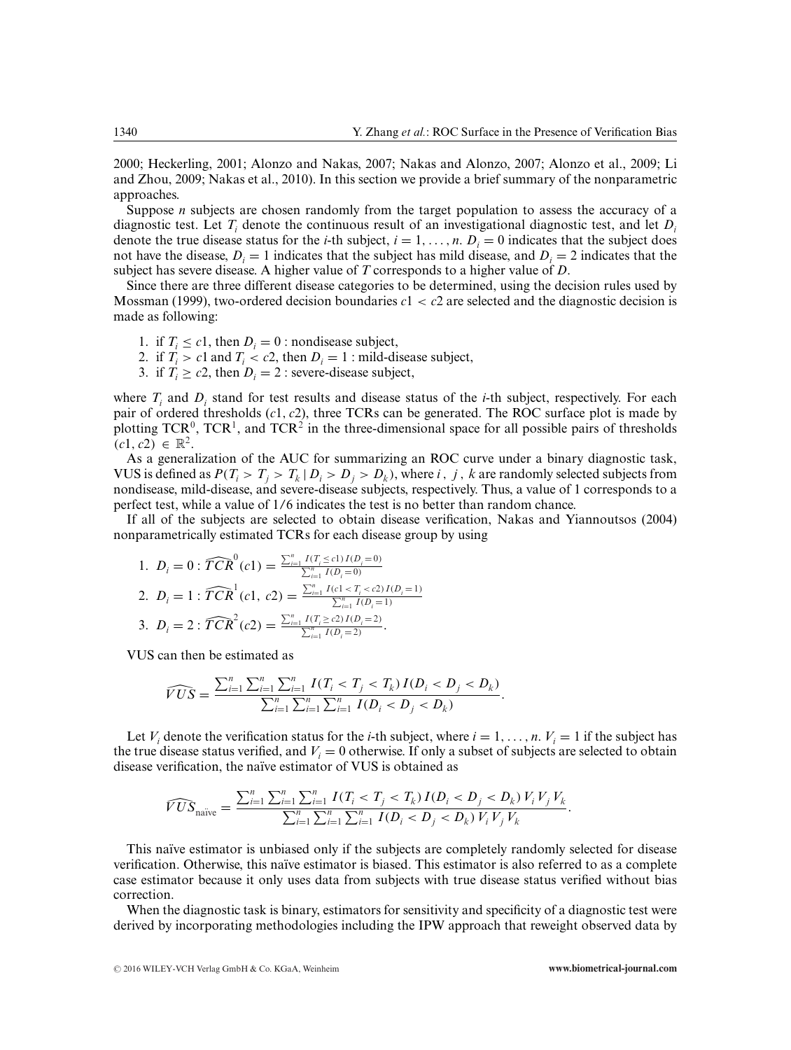2000; Heckerling, 2001; Alonzo and Nakas, 2007; Nakas and Alonzo, 2007; Alonzo et al., 2009; Li and Zhou, 2009; Nakas et al., 2010). In this section we provide a brief summary of the nonparametric approaches.

Suppose $n$ subjects are chosen randomly from the target population to assess the accuracy of a diagnostic test. Let $T_i$ denote the continuous result of an investigational diagnostic test, and let $D_i$ denote the true disease status for the $i$-th subject, $i = 1, \ldots, n$. $D_i = 0$ indicates that the subject does not have the disease, $D_i = 1$ indicates that the subject has mild disease, and $D_i = 2$ indicates that the subject has severe disease. A higher value of $T$ corresponds to a higher value of $D$.

Since there are three different disease categories to be determined, using the decision rules used by Mossman (1999), two-ordered decision boundaries $c1 < c2$ are selected and the diagnostic decision is made as following:

1. if $T_i \leq c1$, then $D_i = 0$ : nondisease subject,
2. if $T_i > c1$ and $T_i < c2$, then $D_i = 1$ : mild-disease subject,
3. if $T_i \geq c2$, then $D_i = 2$ : severe-disease subject,

where $T_i$ and $D_i$ stand for test results and disease status of the $i$-th subject, respectively. For each pair of ordered thresholds $(c1, c2)$, three TCRs can be generated. The ROC surface plot is made by plotting $\text{TCR}^0$, $\text{TCR}^1$, and $\text{TCR}^2$ in the three-dimensional space for all possible pairs of thresholds $(c1, c2) \in \mathbb{R}^2$.

As a generalization of the AUC for summarizing an ROC curve under a binary diagnostic task, VUS is defined as $P(T_i > T_j > T_k \mid D_i > D_j > D_k)$, where $i, j, k$ are randomly selected subjects from nondisease, mild-disease, and severe-disease subjects, respectively. Thus, a value of 1 corresponds to a perfect test, while a value of 1/6 indicates the test is no better than random chance.

If all of the subjects are selected to obtain disease verification, Nakas and Yiannoutsos (2004) nonparametrically estimated TCRs for each disease group by using

1. $D_i = 0 : \widehat{TCR}^0(c1) = \frac{\sum_{i=1}^n I(T_i \leq c1) I(D_i = 0)}{\sum_{i=1}^n I(D_i = 0)}$
2. $D_i = 1 : \widehat{TCR}^1(c1, c2) = \frac{\sum_{i=1}^n I(c1 < T_i < c2) I(D_i = 1)}{\sum_{i=1}^n I(D_i = 1)}$
3. $D_i = 2 : \widehat{TCR}^2(c2) = \frac{\sum_{i=1}^n I(T_i \geq c2) I(D_i = 2)}{\sum_{i=1}^n I(D_i = 2)}$.

VUS can then be estimated as

$$\widehat{VUS} = \frac{\sum_{i=1}^n \sum_{i=1}^n \sum_{i=1}^n I(T_i < T_j < T_k) I(D_i < D_j < D_k)}{\sum_{i=1}^n \sum_{i=1}^n \sum_{i=1}^n I(D_i < D_j < D_k)}.$$

Let $V_i$ denote the verification status for the $i$-th subject, where $i = 1, \ldots, n$. $V_i = 1$ if the subject has the true disease status verified, and $V_i = 0$ otherwise. If only a subset of subjects are selected to obtain disease verification, the naïve estimator of VUS is obtained as

$$\widehat{VUS}_{\text{naïve}} = \frac{\sum_{i=1}^n \sum_{i=1}^n \sum_{i=1}^n I(T_i < T_j < T_k) I(D_i < D_j < D_k) V_i V_j V_k}{\sum_{i=1}^n \sum_{i=1}^n \sum_{i=1}^n I(D_i < D_j < D_k) V_i V_j V_k}.$$

This naïve estimator is unbiased only if the subjects are completely randomly selected for disease verification. Otherwise, this naïve estimator is biased. This estimator is also referred to as a complete case estimator because it only uses data from subjects with true disease status verified without bias correction.

When the diagnostic task is binary, estimators for sensitivity and specificity of a diagnostic test were derived by incorporating methodologies including the IPW approach that reweight observed data by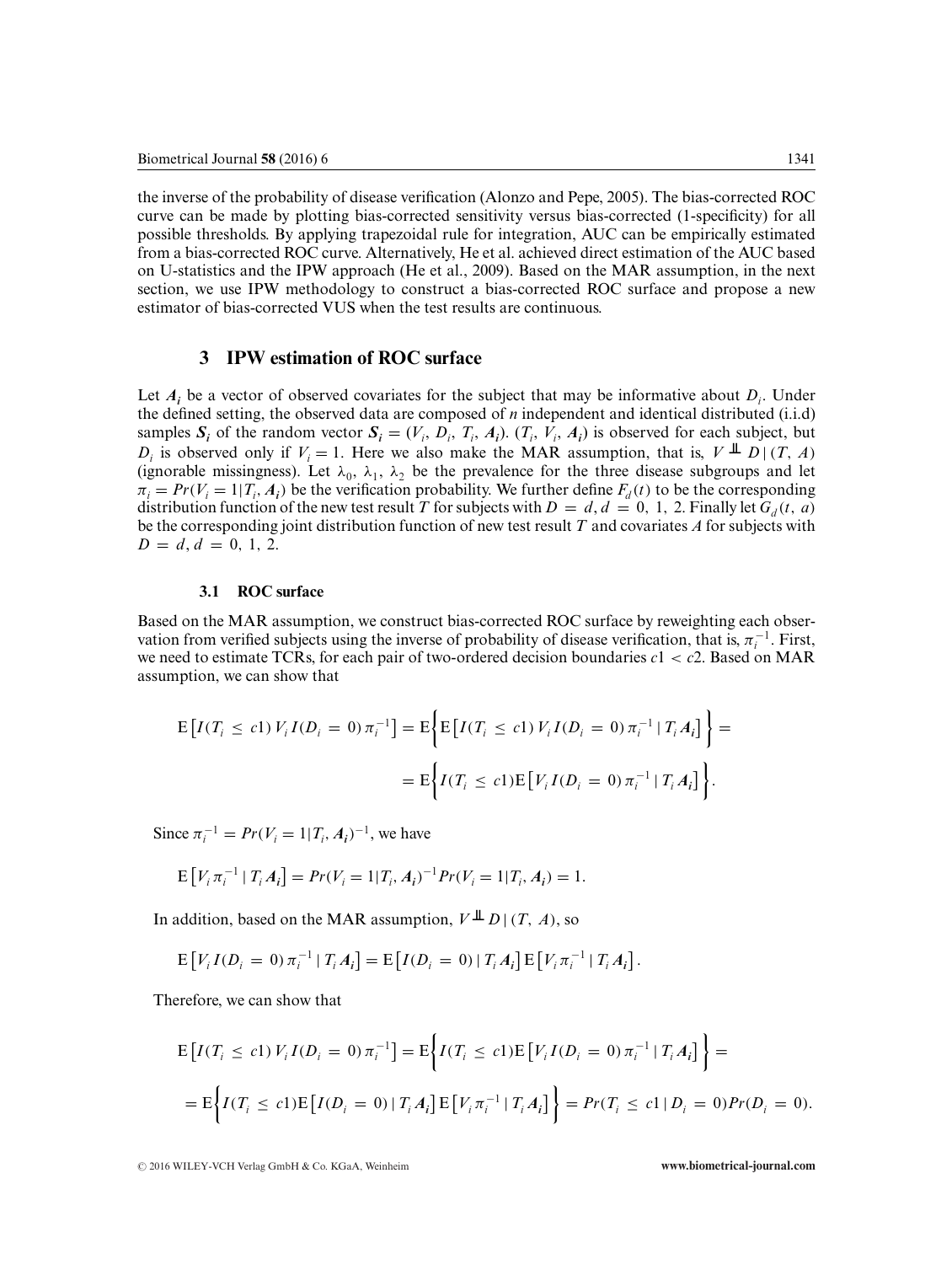the inverse of the probability of disease verification (Alonzo and Pepe, 2005). The bias-corrected ROC curve can be made by plotting bias-corrected sensitivity versus bias-corrected (1-specificity) for all possible thresholds. By applying trapezoidal rule for integration, AUC can be empirically estimated from a bias-corrected ROC curve. Alternatively, He et al. achieved direct estimation of the AUC based on U-statistics and the IPW approach (He et al., 2009). Based on the MAR assumption, in the next section, we use IPW methodology to construct a bias-corrected ROC surface and propose a new estimator of bias-corrected VUS when the test results are continuous.

## 3 IPW estimation of ROC surface

Let $\boldsymbol{A_i}$ be a vector of observed covariates for the subject that may be informative about $D_i$. Under the defined setting, the observed data are composed of $n$ independent and identical distributed (i.i.d) samples $\boldsymbol{S_i}$ of the random vector $\boldsymbol{S_i} = (V_i, D_i, T_i, \boldsymbol{A_i})$. $(T_i, V_i, \boldsymbol{A_i})$ is observed for each subject, but $D_i$ is observed only if $V_i = 1$. Here we also make the MAR assumption, that is, $V \perp\!\!\!\perp D \,|\, (T, A)$ (ignorable missingness). Let $\lambda_0$, $\lambda_1$, $\lambda_2$ be the prevalence for the three disease subgroups and let $\pi_i = Pr(V_i = 1|T_i, \boldsymbol{A_i})$ be the verification probability. We further define $F_d(t)$ to be the corresponding distribution function of the new test result $T$ for subjects with $D = d, d = 0, 1, 2$. Finally let $G_d(t, a)$ be the corresponding joint distribution function of new test result $T$ and covariates $A$ for subjects with $D = d, d = 0, 1, 2$.

### 3.1 ROC surface

Based on the MAR assumption, we construct bias-corrected ROC surface by reweighting each observation from verified subjects using the inverse of probability of disease verification, that is, $\pi_i^{-1}$. First, we need to estimate TCRs, for each pair of two-ordered decision boundaries $c1 < c2$. Based on MAR assumption, we can show that

$$\mathrm{E}\left[I(T_i \le c1)\, V_i I(D_i = 0)\, \pi_i^{-1}\right] = \mathrm{E}\left\{\mathrm{E}\left[I(T_i \le c1)\, V_i I(D_i = 0)\, \pi_i^{-1} \mid T_i \boldsymbol{A_i}\right]\right\} =$$

$$= \mathrm{E}\left\{I(T_i \le c1)\mathrm{E}\left[V_i I(D_i = 0)\, \pi_i^{-1} \mid T_i \boldsymbol{A_i}\right]\right\}.$$

Since $\pi_i^{-1} = Pr(V_i = 1|T_i, \boldsymbol{A_i})^{-1}$, we have

$$\mathrm{E}\left[V_i \pi_i^{-1} \mid T_i \boldsymbol{A_i}\right] = Pr(V_i = 1|T_i, \boldsymbol{A_i})^{-1} Pr(V_i = 1|T_i, \boldsymbol{A_i}) = 1.$$

In addition, based on the MAR assumption, $V \perp\!\!\!\perp D \,|\, (T, A)$, so

$$\mathrm{E}\left[V_i I(D_i = 0)\, \pi_i^{-1} \mid T_i \boldsymbol{A_i}\right] = \mathrm{E}\left[I(D_i = 0) \mid T_i \boldsymbol{A_i}\right] \mathrm{E}\left[V_i \pi_i^{-1} \mid T_i \boldsymbol{A_i}\right].$$

Therefore, we can show that

$$\mathrm{E}\left[I(T_i \le c1)\, V_i I(D_i = 0)\, \pi_i^{-1}\right] = \mathrm{E}\left\{I(T_i \le c1)\mathrm{E}\left[V_i I(D_i = 0)\, \pi_i^{-1} \mid T_i \boldsymbol{A_i}\right]\right\} =$$

$$= \mathrm{E}\left\{I(T_i \le c1)\mathrm{E}\left[I(D_i = 0) \mid T_i \boldsymbol{A_i}\right] \mathrm{E}\left[V_i \pi_i^{-1} \mid T_i \boldsymbol{A_i}\right]\right\} = Pr(T_i \le c1 \mid D_i = 0) Pr(D_i = 0).$$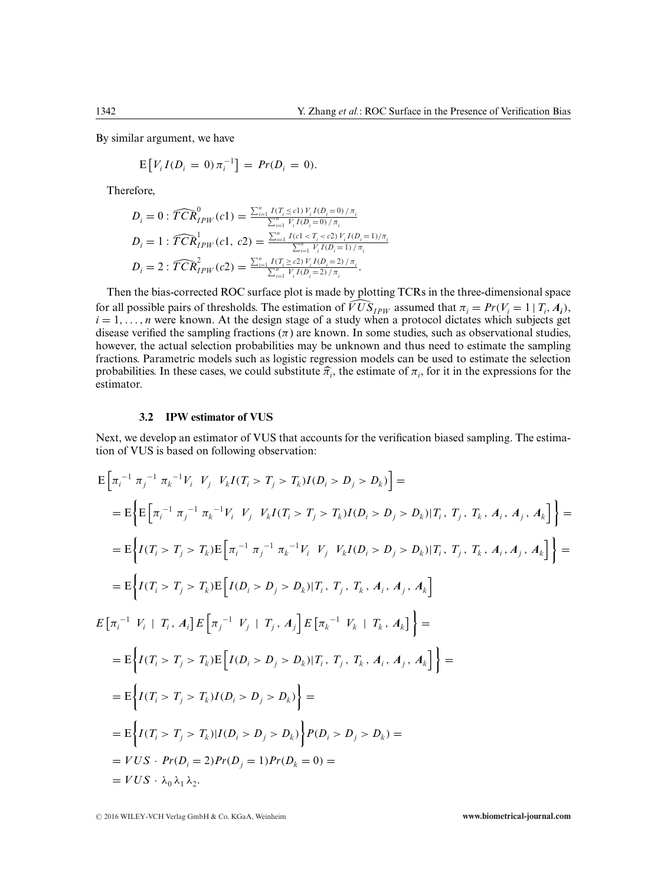By similar argument, we have

$$\mathrm{E}\left[V_i I(D_i = 0)\,\pi_i^{-1}\right] = Pr(D_i = 0).$$

Therefore,

$$D_i = 0 : \widehat{TCR}^{0}_{IPW}(c1) = \frac{\sum_{i=1}^{n} I(T_i \le c1)\, V_i\, I(D_i = 0) / \pi_i}{\sum_{i=1}^{n} V_i\, I(D_i = 0) / \pi_i}$$

$$D_i = 1 : \widehat{TCR}^{1}_{IPW}(c1,\, c2) = \frac{\sum_{i=1}^{n} I(c1 < T_i < c2)\, V_i\, I(D_i = 1)/\pi_i}{\sum_{i=1}^{n} V_i\, I(D_i = 1)/\pi_i}$$

$$D_i = 2 : \widehat{TCR}^{2}_{IPW}(c2) = \frac{\sum_{i=1}^{n} I(T_i \ge c2)\, V_i\, I(D_i = 2) / \pi_i}{\sum_{i=1}^{n} V_i\, I(D_i = 2) / \pi_i}.$$

Then the bias-corrected ROC surface plot is made by plotting TCRs in the three-dimensional space for all possible pairs of thresholds. The estimation of $\widehat{VUS}_{IPW}$ assumed that $\pi_i = Pr(V_i = 1 \mid T_i, \boldsymbol{A}_i)$, $i = 1, \ldots, n$ were known. At the design stage of a study when a protocol dictates which subjects get disease verified the sampling fractions $(\pi)$ are known. In some studies, such as observational studies, however, the actual selection probabilities may be unknown and thus need to estimate the sampling fractions. Parametric models such as logistic regression models can be used to estimate the selection probabilities. In these cases, we could substitute $\widehat{\pi}_i$, the estimate of $\pi_i$, for it in the expressions for the estimator.

### 3.2 IPW estimator of VUS

Next, we develop an estimator of VUS that accounts for the verification biased sampling. The estimation of VUS is based on following observation:

$$\mathrm{E}\left[\pi_i^{-1}\, \pi_j^{-1}\, \pi_k^{-1} V_i\ \ V_j\ \ V_k I(T_i > T_j > T_k) I(D_i > D_j > D_k)\right] =$$

$$= \mathrm{E}\left\{\mathrm{E}\left[\pi_i^{-1}\, \pi_j^{-1}\, \pi_k^{-1} V_i\ \ V_j\ \ V_k I(T_i > T_j > T_k) I(D_i > D_j > D_k) | T_i,\, T_j,\, T_k,\, \boldsymbol{A}_i,\, \boldsymbol{A}_j,\, \boldsymbol{A}_k\right]\right\} =$$

$$= \mathrm{E}\left\{I(T_i > T_j > T_k)\mathrm{E}\left[\pi_i^{-1}\, \pi_j^{-1}\, \pi_k^{-1} V_i\ \ V_j\ \ V_k I(D_i > D_j > D_k) | T_i,\, T_j,\, T_k,\, \boldsymbol{A}_i, \boldsymbol{A}_j,\, \boldsymbol{A}_k\right]\right\} =$$

$$= \mathrm{E}\left\{I(T_i > T_j > T_k)\mathrm{E}\left[I(D_i > D_j > D_k) | T_i,\, T_j,\, T_k,\, \boldsymbol{A}_i,\, \boldsymbol{A}_j,\, \boldsymbol{A}_k\right]\right.$$

$$\left. E\left[\pi_i^{-1}\ V_i\ \mid\ T_i,\, \boldsymbol{A}_i\right] E\left[\pi_j^{-1}\ V_j\ \mid\ T_j,\, \boldsymbol{A}_j\right] E\left[\pi_k^{-1}\ V_k\ \mid\ T_k,\, \boldsymbol{A}_k\right]\right\} =$$

$$= \mathrm{E}\left\{I(T_i > T_j > T_k)\mathrm{E}\left[I(D_i > D_j > D_k) | T_i,\, T_j,\, T_k,\, \boldsymbol{A}_i,\, \boldsymbol{A}_j,\, \boldsymbol{A}_k\right]\right\} =$$

$$= \mathrm{E}\left\{I(T_i > T_j > T_k) I(D_i > D_j > D_k)\right\} =$$

$$= \mathrm{E}\left\{I(T_i > T_j > T_k) | I(D_i > D_j > D_k)\right\} P(D_i > D_j > D_k) =$$

$$= VUS \cdot Pr(D_i = 2) Pr(D_j = 1) Pr(D_k = 0) =$$

$$= VUS \cdot \lambda_0\, \lambda_1\, \lambda_2.$$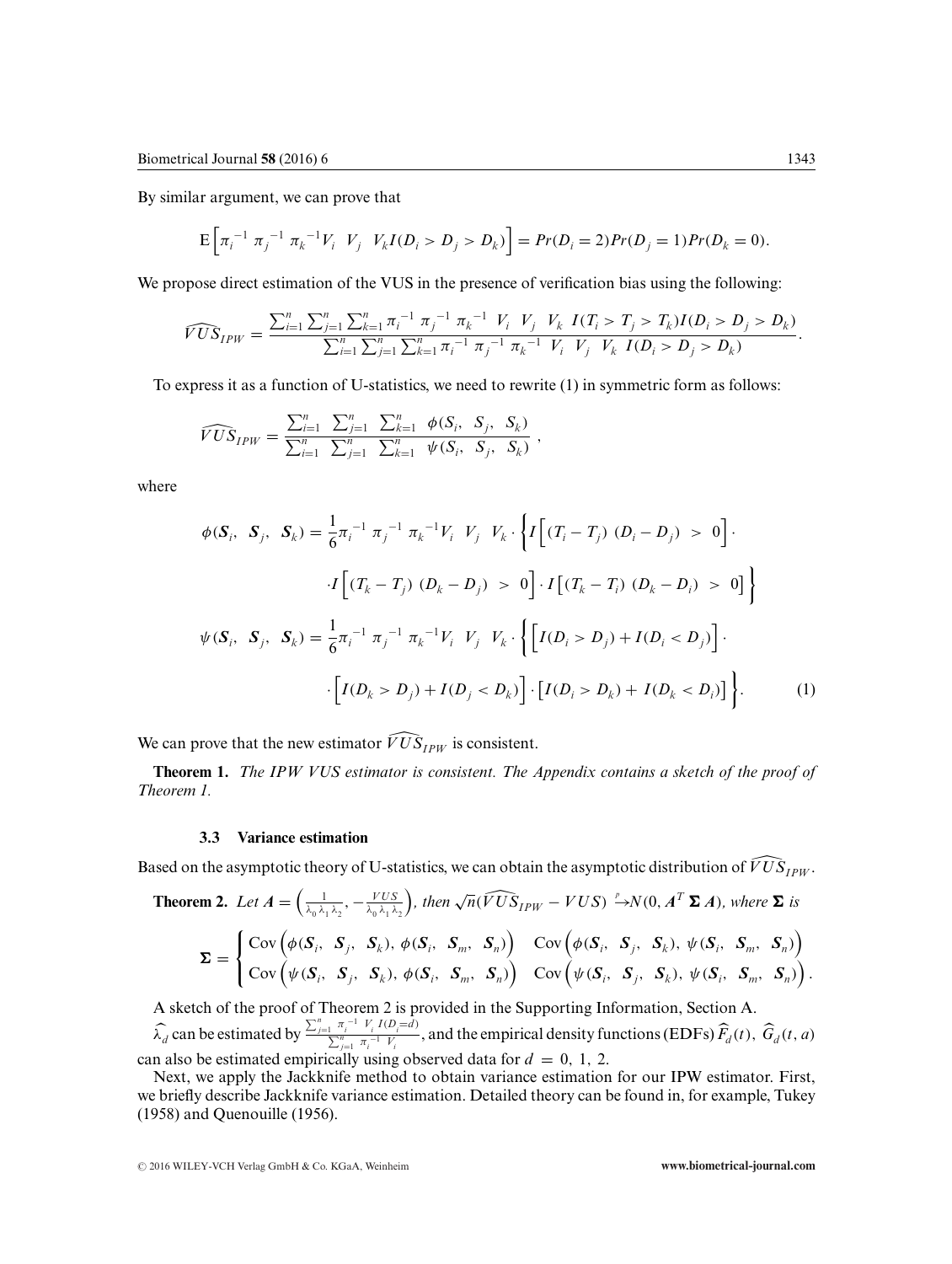By similar argument, we can prove that

$$\mathrm{E}\left[\pi_i^{-1}\ \pi_j^{-1}\ \pi_k^{-1} V_i\ \ V_j\ \ V_k I(D_i > D_j > D_k)\right] = Pr(D_i = 2)Pr(D_j = 1)Pr(D_k = 0).$$

We propose direct estimation of the VUS in the presence of verification bias using the following:

$$\widehat{VUS}_{IPW} = \frac{\sum_{i=1}^{n}\sum_{j=1}^{n}\sum_{k=1}^{n}\pi_i^{-1}\ \pi_j^{-1}\ \pi_k^{-1}\ V_i\ \ V_j\ \ V_k\ I(T_i > T_j > T_k)I(D_i > D_j > D_k)}{\sum_{i=1}^{n}\sum_{j=1}^{n}\sum_{k=1}^{n}\pi_i^{-1}\ \pi_j^{-1}\ \pi_k^{-1}\ V_i\ \ V_j\ \ V_k\ I(D_i > D_j > D_k)}.$$

To express it as a function of U-statistics, we need to rewrite (1) in symmetric form as follows:

$$\widehat{VUS}_{IPW} = \frac{\sum_{i=1}^{n}\ \sum_{j=1}^{n}\ \sum_{k=1}^{n}\ \phi(S_i,\ S_j,\ S_k)}{\sum_{i=1}^{n}\ \sum_{j=1}^{n}\ \sum_{k=1}^{n}\ \psi(S_i,\ S_j,\ S_k)}\ ,$$

where

$$\begin{aligned}
\phi(\boldsymbol{S}_i,\ \boldsymbol{S}_j,\ \boldsymbol{S}_k) &= \frac{1}{6}\pi_i^{-1}\ \pi_j^{-1}\ \pi_k^{-1} V_i\ \ V_j\ \ V_k \cdot \Big\{ I\Big[(T_i - T_j)\ (D_i - D_j)\ >\ 0\Big] \cdot \\
&\qquad \cdot I\Big[(T_k - T_j)\ (D_k - D_j)\ >\ 0\Big] \cdot I\Big[(T_k - T_i)\ (D_k - D_i)\ >\ 0\Big] \Big\} \\
\psi(\boldsymbol{S}_i,\ \boldsymbol{S}_j,\ \boldsymbol{S}_k) &= \frac{1}{6}\pi_i^{-1}\ \pi_j^{-1}\ \pi_k^{-1} V_i\ \ V_j\ \ V_k \cdot \Big\{ \Big[I(D_i > D_j) + I(D_i < D_j)\Big] \cdot \\
&\qquad \cdot \Big[I(D_k > D_j) + I(D_j < D_k)\Big] \cdot \Big[I(D_i > D_k) + I(D_k < D_i)\Big] \Big\}. \qquad (1)
\end{aligned}$$

We can prove that the new estimator $\widehat{VUS}_{IPW}$ is consistent.

**Theorem 1.** *The IPW VUS estimator is consistent. The Appendix contains a sketch of the proof of Theorem 1.*

### 3.3 Variance estimation

Based on the asymptotic theory of U-statistics, we can obtain the asymptotic distribution of $\widehat{VUS}_{IPW}$.

**Theorem 2.** *Let* $\boldsymbol{A} = \left(\frac{1}{\lambda_0\lambda_1\lambda_2}, -\frac{VUS}{\lambda_0\lambda_1\lambda_2}\right)$*, then* $\sqrt{n}(\widehat{VUS}_{IPW} - VUS) \xrightarrow{p} N(0, \boldsymbol{A}^T\ \boldsymbol{\Sigma}\ \boldsymbol{A})$*, where* $\boldsymbol{\Sigma}$ *is*

$$\boldsymbol{\Sigma} = \begin{cases} \mathrm{Cov}\Big(\phi(\boldsymbol{S}_i,\ \boldsymbol{S}_j,\ \boldsymbol{S}_k),\ \phi(\boldsymbol{S}_i,\ \boldsymbol{S}_m,\ \boldsymbol{S}_n)\Big) & \mathrm{Cov}\Big(\phi(\boldsymbol{S}_i,\ \boldsymbol{S}_j,\ \boldsymbol{S}_k),\ \psi(\boldsymbol{S}_i,\ \boldsymbol{S}_m,\ \boldsymbol{S}_n)\Big) \\ \mathrm{Cov}\Big(\psi(\boldsymbol{S}_i,\ \boldsymbol{S}_j,\ \boldsymbol{S}_k),\ \phi(\boldsymbol{S}_i,\ \boldsymbol{S}_m,\ \boldsymbol{S}_n)\Big) & \mathrm{Cov}\Big(\psi(\boldsymbol{S}_i,\ \boldsymbol{S}_j,\ \boldsymbol{S}_k),\ \psi(\boldsymbol{S}_i,\ \boldsymbol{S}_m,\ \boldsymbol{S}_n)\Big). \end{cases}$$

A sketch of the proof of Theorem 2 is provided in the Supporting Information, Section A.

$\widehat{\lambda}_d$ can be estimated by $\frac{\sum_{j=1}^{n}\ \pi_i^{-1}\ V_i\ I(D_i=d)}{\sum_{j=1}^{n}\ \pi_i^{-1}\ V_i}$, and the empirical density functions (EDFs) $\widehat{F}_d(t),\ \widehat{G}_d(t, a)$ can also be estimated empirically using observed data for $d = 0,\ 1,\ 2$.

Next, we apply the Jackknife method to obtain variance estimation for our IPW estimator. First, we briefly describe Jackknife variance estimation. Detailed theory can be found in, for example, Tukey (1958) and Quenouille (1956).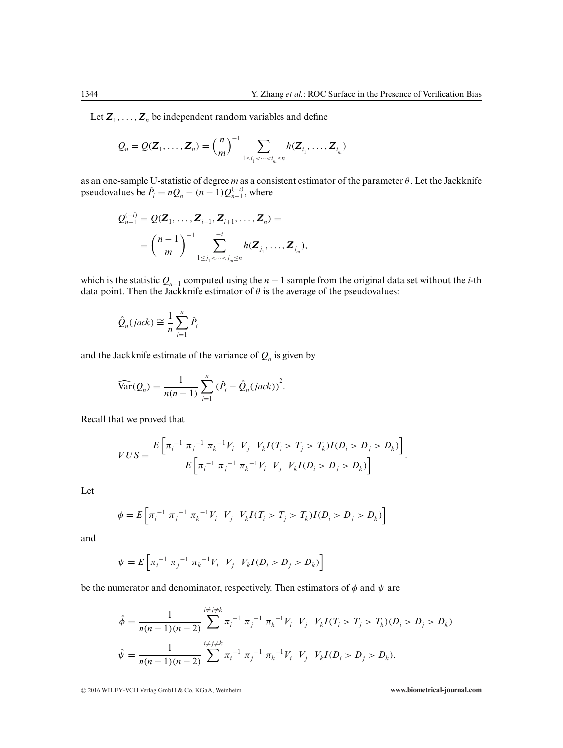Let $\boldsymbol{Z}_1, \ldots, \boldsymbol{Z}_n$ be independent random variables and define

$$Q_n = Q(\boldsymbol{Z}_1, \ldots, \boldsymbol{Z}_n) = \binom{n}{m}^{-1} \sum_{1 \le i_1 < \cdots < i_m \le n} h(\boldsymbol{Z}_{i_1}, \ldots, \boldsymbol{Z}_{i_m})$$

as an one-sample U-statistic of degree $m$ as a consistent estimator of the parameter $\theta$. Let the Jackknife pseudovalues be $\hat{P}_i = nQ_n - (n-1)Q_{n-1}^{(-i)}$, where

$$\begin{aligned} Q_{n-1}^{(-i)} &= Q(\boldsymbol{Z}_1, \ldots, \boldsymbol{Z}_{i-1}, \boldsymbol{Z}_{i+1}, \ldots, \boldsymbol{Z}_n) = \\ &= \binom{n-1}{m}^{-1} \sum_{1 \le j_1 < \cdots < j_m \le n}^{-i} h(\boldsymbol{Z}_{j_1}, \ldots, \boldsymbol{Z}_{j_m}), \end{aligned}$$

which is the statistic $Q_{n-1}$ computed using the $n-1$ sample from the original data set without the $i$-th data point. Then the Jackknife estimator of $\theta$ is the average of the pseudovalues:

$$\hat{Q}_n(jack) \cong \frac{1}{n} \sum_{i=1}^{n} \hat{P}_i$$

and the Jackknife estimate of the variance of $Q_n$ is given by

$$\widehat{\text{Var}}(Q_n) = \frac{1}{n(n-1)} \sum_{i=1}^{n} (\hat{P}_i - \hat{Q}_n(jack))^2.$$

Recall that we proved that

$$VUS = \frac{E\left[\pi_i^{-1}\ \pi_j^{-1}\ \pi_k^{-1} V_i\ \ V_j\ \ V_k I(T_i > T_j > T_k) I(D_i > D_j > D_k)\right]}{E\left[\pi_i^{-1}\ \pi_j^{-1}\ \pi_k^{-1} V_i\ \ V_j\ \ V_k I(D_i > D_j > D_k)\right]}.$$

Let

$$\phi = E\left[\pi_i^{-1}\ \pi_j^{-1}\ \pi_k^{-1} V_i\ \ V_j\ \ V_k I(T_i > T_j > T_k) I(D_i > D_j > D_k)\right]$$

and

$$\psi = E\left[\pi_i^{-1}\ \pi_j^{-1}\ \pi_k^{-1} V_i\ \ V_j\ \ V_k I(D_i > D_j > D_k)\right]$$

be the numerator and denominator, respectively. Then estimators of $\phi$ and $\psi$ are

$$\begin{aligned} \hat{\phi} &= \frac{1}{n(n-1)(n-2)} \sum^{i \ne j \ne k} \pi_i^{-1}\ \pi_j^{-1}\ \pi_k^{-1} V_i\ \ V_j\ \ V_k I(T_i > T_j > T_k)(D_i > D_j > D_k) \\ \hat{\psi} &= \frac{1}{n(n-1)(n-2)} \sum^{i \ne j \ne k} \pi_i^{-1}\ \pi_j^{-1}\ \pi_k^{-1} V_i\ \ V_j\ \ V_k I(D_i > D_j > D_k). \end{aligned}$$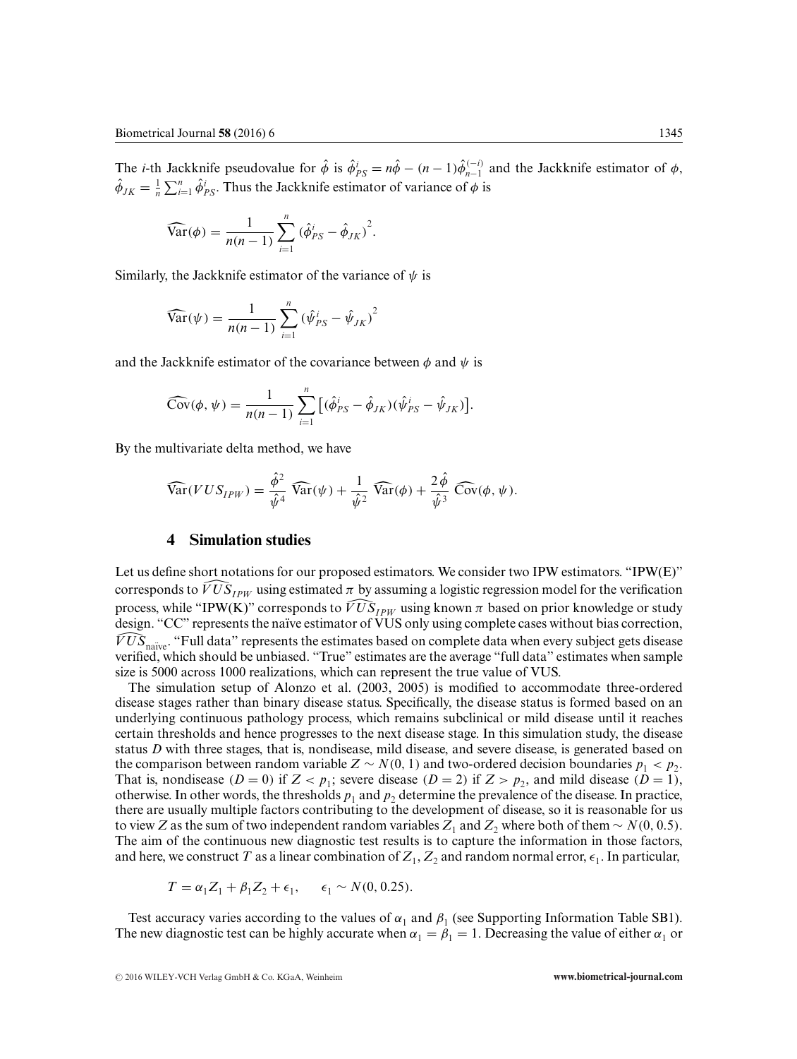The $i$-th Jackknife pseudovalue for $\hat{\phi}$ is $\hat{\phi}^{i}_{PS} = n\hat{\phi} - (n-1)\hat{\phi}^{(-i)}_{n-1}$ and the Jackknife estimator of $\phi$, $\hat{\phi}_{JK} = \frac{1}{n}\sum_{i=1}^{n}\hat{\phi}^{i}_{PS}$. Thus the Jackknife estimator of variance of $\phi$ is

$$\widehat{\text{Var}}(\phi) = \frac{1}{n(n-1)}\sum_{i=1}^{n}\left(\hat{\phi}^{i}_{PS} - \hat{\phi}_{JK}\right)^2.$$

Similarly, the Jackknife estimator of the variance of $\psi$ is

$$\widehat{\text{Var}}(\psi) = \frac{1}{n(n-1)}\sum_{i=1}^{n}\left(\hat{\psi}^{i}_{PS} - \hat{\psi}_{JK}\right)^2$$

and the Jackknife estimator of the covariance between $\phi$ and $\psi$ is

$$\widehat{\text{Cov}}(\phi, \psi) = \frac{1}{n(n-1)}\sum_{i=1}^{n}\left[(\hat{\phi}^{i}_{PS} - \hat{\phi}_{JK})(\hat{\psi}^{i}_{PS} - \hat{\psi}_{JK})\right].$$

By the multivariate delta method, we have

$$\widehat{\text{Var}}(VUS_{IPW}) = \frac{\hat{\phi}^2}{\hat{\psi}^4}\,\widehat{\text{Var}}(\psi) + \frac{1}{\hat{\psi}^2}\,\widehat{\text{Var}}(\phi) + \frac{2\hat{\phi}}{\hat{\psi}^3}\,\widehat{\text{Cov}}(\phi, \psi).$$

## 4 Simulation studies

Let us define short notations for our proposed estimators. We consider two IPW estimators. "IPW(E)" corresponds to $\widehat{VUS}_{IPW}$ using estimated $\pi$ by assuming a logistic regression model for the verification process, while "IPW(K)" corresponds to $\widehat{VUS}_{IPW}$ using known $\pi$ based on prior knowledge or study design. "CC" represents the naïve estimator of VUS only using complete cases without bias correction, $\widehat{VUS}_{\text{naïve}}$. "Full data" represents the estimates based on complete data when every subject gets disease verified, which should be unbiased. "True" estimates are the average "full data" estimates when sample size is 5000 across 1000 realizations, which can represent the true value of VUS.

The simulation setup of Alonzo et al. (2003, 2005) is modified to accommodate three-ordered disease stages rather than binary disease status. Specifically, the disease status is formed based on an underlying continuous pathology process, which remains subclinical or mild disease until it reaches certain thresholds and hence progresses to the next disease stage. In this simulation study, the disease status $D$ with three stages, that is, nondisease, mild disease, and severe disease, is generated based on the comparison between random variable $Z \sim N(0, 1)$ and two-ordered decision boundaries $p_1 < p_2$. That is, nondisease ($D = 0$) if $Z < p_1$; severe disease ($D = 2$) if $Z > p_2$, and mild disease ($D = 1$), otherwise. In other words, the thresholds $p_1$ and $p_2$ determine the prevalence of the disease. In practice, there are usually multiple factors contributing to the development of disease, so it is reasonable for us to view $Z$ as the sum of two independent random variables $Z_1$ and $Z_2$ where both of them $\sim N(0, 0.5)$. The aim of the continuous new diagnostic test results is to capture the information in those factors, and here, we construct $T$ as a linear combination of $Z_1$, $Z_2$ and random normal error, $\epsilon_1$. In particular,

$$T = \alpha_1 Z_1 + \beta_1 Z_2 + \epsilon_1, \qquad \epsilon_1 \sim N(0, 0.25).$$

Test accuracy varies according to the values of $\alpha_1$ and $\beta_1$ (see Supporting Information Table SB1). The new diagnostic test can be highly accurate when $\alpha_1 = \beta_1 = 1$. Decreasing the value of either $\alpha_1$ or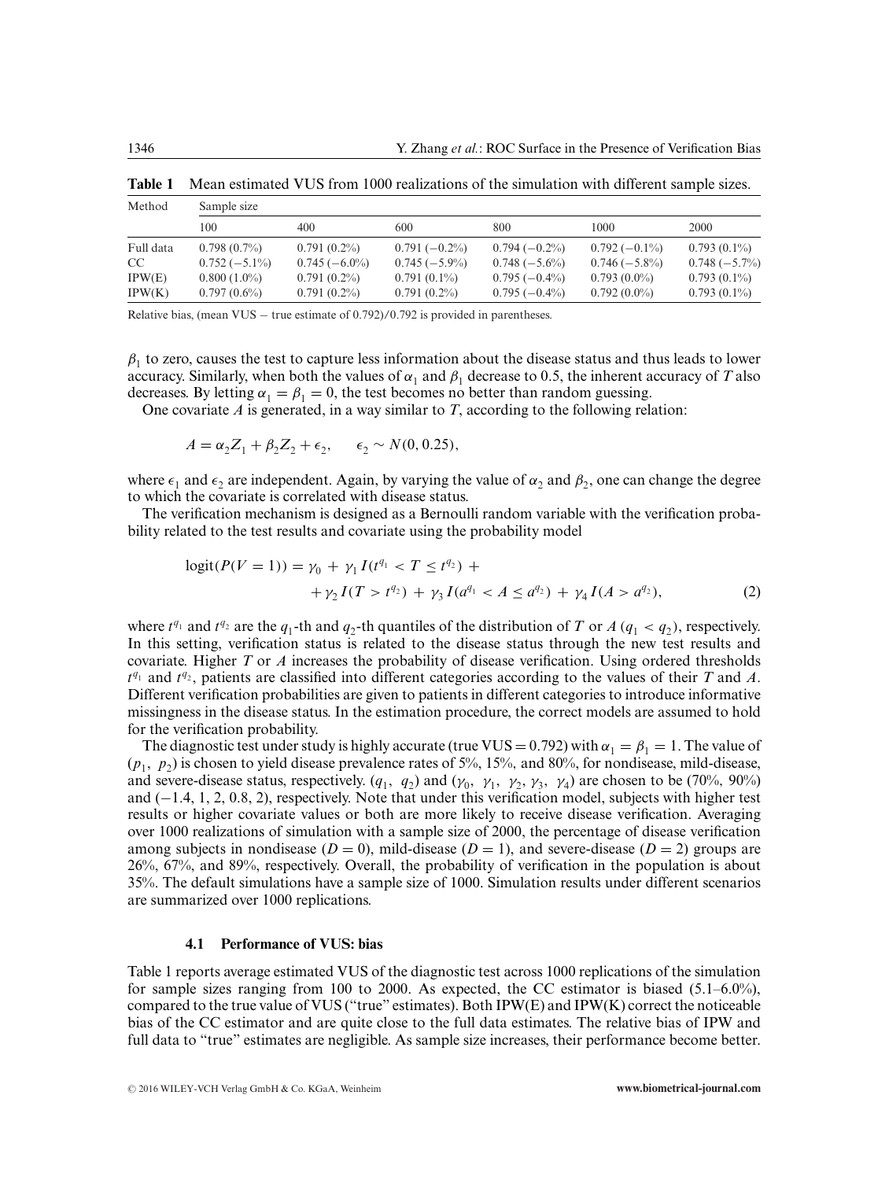**Table 1** Mean estimated VUS from 1000 realizations of the simulation with different sample sizes.

| Method | Sample size | | | | | |
|---|---|---|---|---|---|---|
| | 100 | 400 | 600 | 800 | 1000 | 2000 |
| Full data | 0.798 (0.7%) | 0.791 (0.2%) | 0.791 (−0.2%) | 0.794 (−0.2%) | 0.792 (−0.1%) | 0.793 (0.1%) |
| CC | 0.752 (−5.1%) | 0.745 (−6.0%) | 0.745 (−5.9%) | 0.748 (−5.6%) | 0.746 (−5.8%) | 0.748 (−5.7%) |
| IPW(E) | 0.800 (1.0%) | 0.791 (0.2%) | 0.791 (0.1%) | 0.795 (−0.4%) | 0.793 (0.0%) | 0.793 (0.1%) |
| IPW(K) | 0.797 (0.6%) | 0.791 (0.2%) | 0.791 (0.2%) | 0.795 (−0.4%) | 0.792 (0.0%) | 0.793 (0.1%) |

Relative bias, (mean VUS − true estimate of 0.792)/0.792 is provided in parentheses.

$\beta_1$ to zero, causes the test to capture less information about the disease status and thus leads to lower accuracy. Similarly, when both the values of $\alpha_1$ and $\beta_1$ decrease to 0.5, the inherent accuracy of $T$ also decreases. By letting $\alpha_1 = \beta_1 = 0$, the test becomes no better than random guessing.

One covariate $A$ is generated, in a way similar to $T$, according to the following relation:

$$A = \alpha_2 Z_1 + \beta_2 Z_2 + \epsilon_2, \qquad \epsilon_2 \sim N(0, 0.25),$$

where $\epsilon_1$ and $\epsilon_2$ are independent. Again, by varying the value of $\alpha_2$ and $\beta_2$, one can change the degree to which the covariate is correlated with disease status.

The verification mechanism is designed as a Bernoulli random variable with the verification probability related to the test results and covariate using the probability model

$$\begin{aligned} \text{logit}(P(V = 1)) = \gamma_0 &+ \gamma_1 I(t^{q_1} < T \leq t^{q_2}) + \\ &+ \gamma_2 I(T > t^{q_2}) + \gamma_3 I(a^{q_1} < A \leq a^{q_2}) + \gamma_4 I(A > a^{q_2}), \end{aligned} \tag{2}$$

where $t^{q_1}$ and $t^{q_2}$ are the $q_1$-th and $q_2$-th quantiles of the distribution of $T$ or $A$ ($q_1 < q_2$), respectively. In this setting, verification status is related to the disease status through the new test results and covariate. Higher $T$ or $A$ increases the probability of disease verification. Using ordered thresholds $t^{q_1}$ and $t^{q_2}$, patients are classified into different categories according to the values of their $T$ and $A$. Different verification probabilities are given to patients in different categories to introduce informative missingness in the disease status. In the estimation procedure, the correct models are assumed to hold for the verification probability.

The diagnostic test under study is highly accurate (true VUS = 0.792) with $\alpha_1 = \beta_1 = 1$. The value of $(p_1,\ p_2)$ is chosen to yield disease prevalence rates of 5%, 15%, and 80%, for nondisease, mild-disease, and severe-disease status, respectively. $(q_1,\ q_2)$ and $(\gamma_0,\ \gamma_1,\ \gamma_2, \gamma_3,\ \gamma_4)$ are chosen to be (70%, 90%) and (−1.4, 1, 2, 0.8, 2), respectively. Note that under this verification model, subjects with higher test results or higher covariate values or both are more likely to receive disease verification. Averaging over 1000 realizations of simulation with a sample size of 2000, the percentage of disease verification among subjects in nondisease ($D = 0$), mild-disease ($D = 1$), and severe-disease ($D = 2$) groups are 26%, 67%, and 89%, respectively. Overall, the probability of verification in the population is about 35%. The default simulations have a sample size of 1000. Simulation results under different scenarios are summarized over 1000 replications.

### 4.1 Performance of VUS: bias

Table 1 reports average estimated VUS of the diagnostic test across 1000 replications of the simulation for sample sizes ranging from 100 to 2000. As expected, the CC estimator is biased (5.1–6.0%), compared to the true value of VUS ("true" estimates). Both IPW(E) and IPW(K) correct the noticeable bias of the CC estimator and are quite close to the full data estimates. The relative bias of IPW and full data to "true" estimates are negligible. As sample size increases, their performance become better.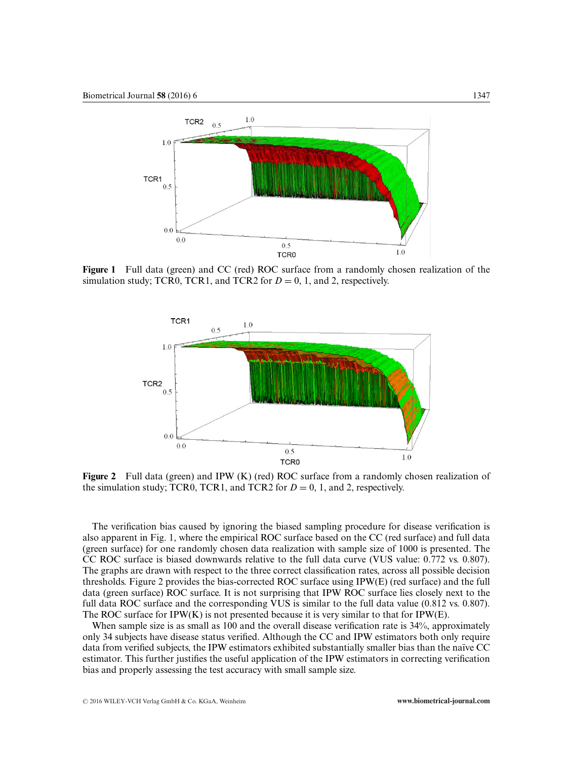**Figure 1** Full data (green) and CC (red) ROC surface from a randomly chosen realization of the simulation study; TCR0, TCR1, and TCR2 for $D = 0$, 1, and 2, respectively.

**Figure 2** Full data (green) and IPW (K) (red) ROC surface from a randomly chosen realization of the simulation study; TCR0, TCR1, and TCR2 for $D = 0$, 1, and 2, respectively.

The verification bias caused by ignoring the biased sampling procedure for disease verification is also apparent in Fig. 1, where the empirical ROC surface based on the CC (red surface) and full data (green surface) for one randomly chosen data realization with sample size of 1000 is presented. The CC ROC surface is biased downwards relative to the full data curve (VUS value: 0.772 vs. 0.807). The graphs are drawn with respect to the three correct classification rates, across all possible decision thresholds. Figure 2 provides the bias-corrected ROC surface using IPW(E) (red surface) and the full data (green surface) ROC surface. It is not surprising that IPW ROC surface lies closely next to the full data ROC surface and the corresponding VUS is similar to the full data value (0.812 vs. 0.807). The ROC surface for IPW(K) is not presented because it is very similar to that for IPW(E).

When sample size is as small as 100 and the overall disease verification rate is 34%, approximately only 34 subjects have disease status verified. Although the CC and IPW estimators both only require data from verified subjects, the IPW estimators exhibited substantially smaller bias than the naïve CC estimator. This further justifies the useful application of the IPW estimators in correcting verification bias and properly assessing the test accuracy with small sample size.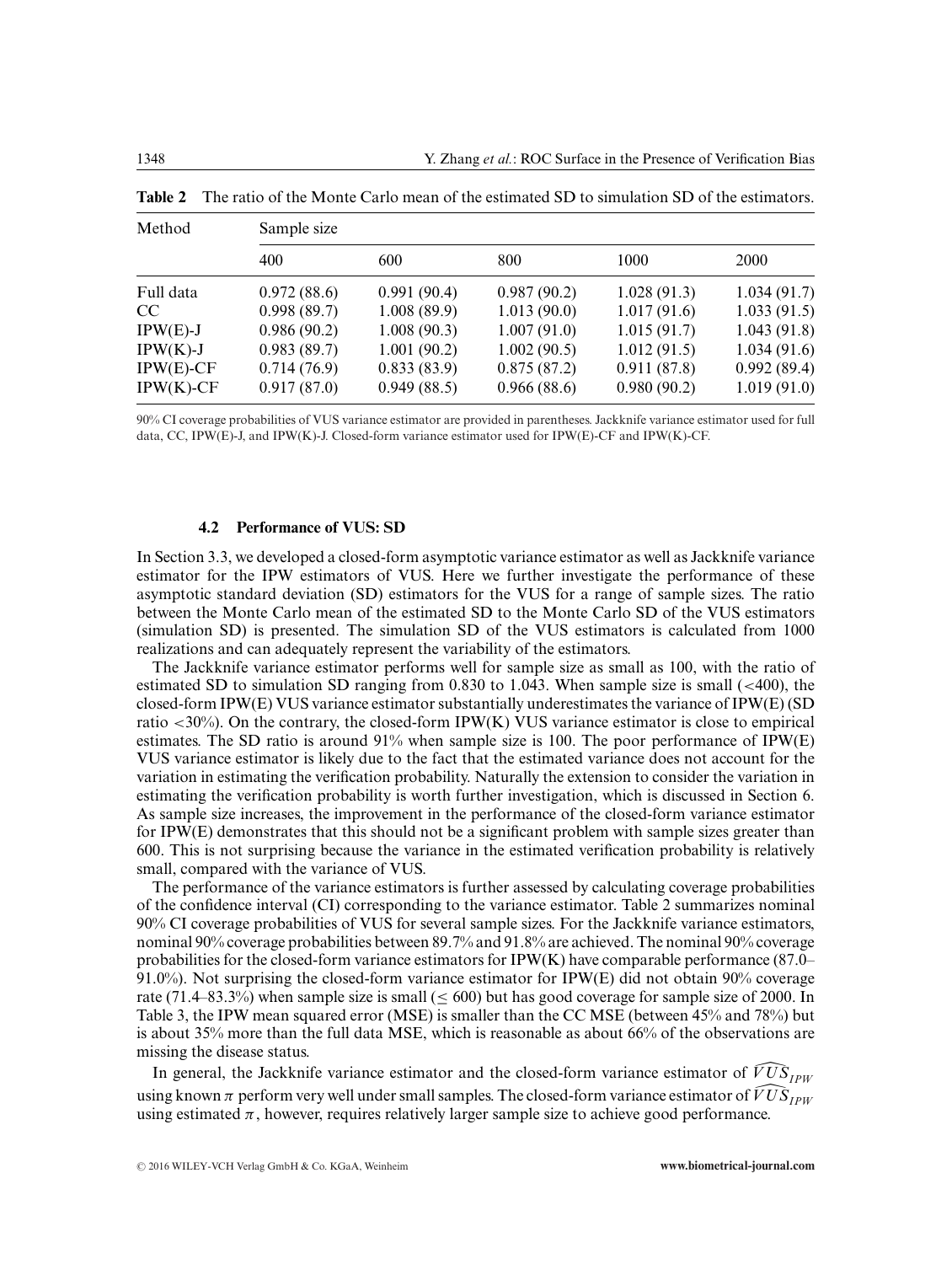**Table 2** The ratio of the Monte Carlo mean of the estimated SD to simulation SD of the estimators.

| Method | Sample size | | | | |
|---|---|---|---|---|---|
| | 400 | 600 | 800 | 1000 | 2000 |
| Full data | 0.972 (88.6) | 0.991 (90.4) | 0.987 (90.2) | 1.028 (91.3) | 1.034 (91.7) |
| CC | 0.998 (89.7) | 1.008 (89.9) | 1.013 (90.0) | 1.017 (91.6) | 1.033 (91.5) |
| IPW(E)-J | 0.986 (90.2) | 1.008 (90.3) | 1.007 (91.0) | 1.015 (91.7) | 1.043 (91.8) |
| IPW(K)-J | 0.983 (89.7) | 1.001 (90.2) | 1.002 (90.5) | 1.012 (91.5) | 1.034 (91.6) |
| IPW(E)-CF | 0.714 (76.9) | 0.833 (83.9) | 0.875 (87.2) | 0.911 (87.8) | 0.992 (89.4) |
| IPW(K)-CF | 0.917 (87.0) | 0.949 (88.5) | 0.966 (88.6) | 0.980 (90.2) | 1.019 (91.0) |

90% CI coverage probabilities of VUS variance estimator are provided in parentheses. Jackknife variance estimator used for full data, CC, IPW(E)-J, and IPW(K)-J. Closed-form variance estimator used for IPW(E)-CF and IPW(K)-CF.

### 4.2 Performance of VUS: SD

In Section 3.3, we developed a closed-form asymptotic variance estimator as well as Jackknife variance estimator for the IPW estimators of VUS. Here we further investigate the performance of these asymptotic standard deviation (SD) estimators for the VUS for a range of sample sizes. The ratio between the Monte Carlo mean of the estimated SD to the Monte Carlo SD of the VUS estimators (simulation SD) is presented. The simulation SD of the VUS estimators is calculated from 1000 realizations and can adequately represent the variability of the estimators.

The Jackknife variance estimator performs well for sample size as small as 100, with the ratio of estimated SD to simulation SD ranging from 0.830 to 1.043. When sample size is small ($<$400), the closed-form IPW(E) VUS variance estimator substantially underestimates the variance of IPW(E) (SD ratio $<$30%). On the contrary, the closed-form IPW(K) VUS variance estimator is close to empirical estimates. The SD ratio is around 91% when sample size is 100. The poor performance of IPW(E) VUS variance estimator is likely due to the fact that the estimated variance does not account for the variation in estimating the verification probability. Naturally the extension to consider the variation in estimating the verification probability is worth further investigation, which is discussed in Section 6. As sample size increases, the improvement in the performance of the closed-form variance estimator for IPW(E) demonstrates that this should not be a significant problem with sample sizes greater than 600. This is not surprising because the variance in the estimated verification probability is relatively small, compared with the variance of VUS.

The performance of the variance estimators is further assessed by calculating coverage probabilities of the confidence interval (CI) corresponding to the variance estimator. Table 2 summarizes nominal 90% CI coverage probabilities of VUS for several sample sizes. For the Jackknife variance estimators, nominal 90% coverage probabilities between 89.7% and 91.8% are achieved. The nominal 90% coverage probabilities for the closed-form variance estimators for IPW(K) have comparable performance (87.0–91.0%). Not surprising the closed-form variance estimator for IPW(E) did not obtain 90% coverage rate (71.4–83.3%) when sample size is small ($\leq$ 600) but has good coverage for sample size of 2000. In Table 3, the IPW mean squared error (MSE) is smaller than the CC MSE (between 45% and 78%) but is about 35% more than the full data MSE, which is reasonable as about 66% of the observations are missing the disease status.

In general, the Jackknife variance estimator and the closed-form variance estimator of $\widehat{VUS}_{IPW}$ using known $\pi$ perform very well under small samples. The closed-form variance estimator of $\widehat{VUS}_{IPW}$ using estimated $\pi$, however, requires relatively larger sample size to achieve good performance.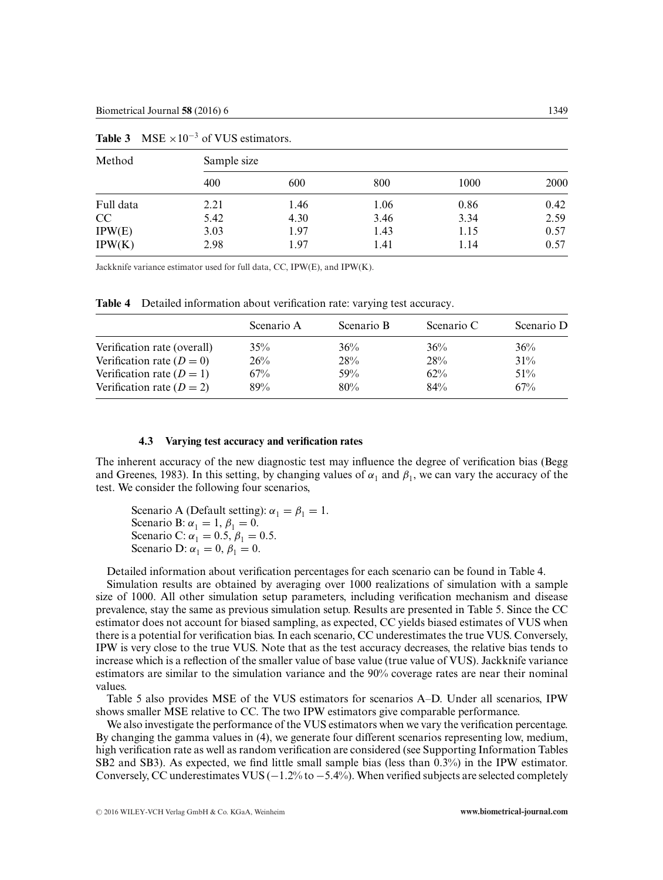**Table 3** MSE $\times 10^{-3}$ of VUS estimators.

| Method | Sample size | | | | |
|---|---|---|---|---|---|
| | 400 | 600 | 800 | 1000 | 2000 |
| Full data | 2.21 | 1.46 | 1.06 | 0.86 | 0.42 |
| CC | 5.42 | 4.30 | 3.46 | 3.34 | 2.59 |
| IPW(E) | 3.03 | 1.97 | 1.43 | 1.15 | 0.57 |
| IPW(K) | 2.98 | 1.97 | 1.41 | 1.14 | 0.57 |

Jackknife variance estimator used for full data, CC, IPW(E), and IPW(K).

**Table 4** Detailed information about verification rate: varying test accuracy.

| | Scenario A | Scenario B | Scenario C | Scenario D |
|---|---|---|---|---|
| Verification rate (overall) | 35% | 36% | 36% | 36% |
| Verification rate ($D = 0$) | 26% | 28% | 28% | 31% |
| Verification rate ($D = 1$) | 67% | 59% | 62% | 51% |
| Verification rate ($D = 2$) | 89% | 80% | 84% | 67% |

### 4.3 Varying test accuracy and verification rates

The inherent accuracy of the new diagnostic test may influence the degree of verification bias (Begg and Greenes, 1983). In this setting, by changing values of $\alpha_1$ and $\beta_1$, we can vary the accuracy of the test. We consider the following four scenarios,

Scenario A (Default setting): $\alpha_1 = \beta_1 = 1$.
Scenario B: $\alpha_1 = 1$, $\beta_1 = 0$.
Scenario C: $\alpha_1 = 0.5$, $\beta_1 = 0.5$.
Scenario D: $\alpha_1 = 0$, $\beta_1 = 0$.

Detailed information about verification percentages for each scenario can be found in Table 4.

Simulation results are obtained by averaging over 1000 realizations of simulation with a sample size of 1000. All other simulation setup parameters, including verification mechanism and disease prevalence, stay the same as previous simulation setup. Results are presented in Table 5. Since the CC estimator does not account for biased sampling, as expected, CC yields biased estimates of VUS when there is a potential for verification bias. In each scenario, CC underestimates the true VUS. Conversely, IPW is very close to the true VUS. Note that as the test accuracy decreases, the relative bias tends to increase which is a reflection of the smaller value of base value (true value of VUS). Jackknife variance estimators are similar to the simulation variance and the 90% coverage rates are near their nominal values.

Table 5 also provides MSE of the VUS estimators for scenarios A–D. Under all scenarios, IPW shows smaller MSE relative to CC. The two IPW estimators give comparable performance.

We also investigate the performance of the VUS estimators when we vary the verification percentage. By changing the gamma values in (4), we generate four different scenarios representing low, medium, high verification rate as well as random verification are considered (see Supporting Information Tables SB2 and SB3). As expected, we find little small sample bias (less than 0.3%) in the IPW estimator. Conversely, CC underestimates VUS (−1.2% to −5.4%). When verified subjects are selected completely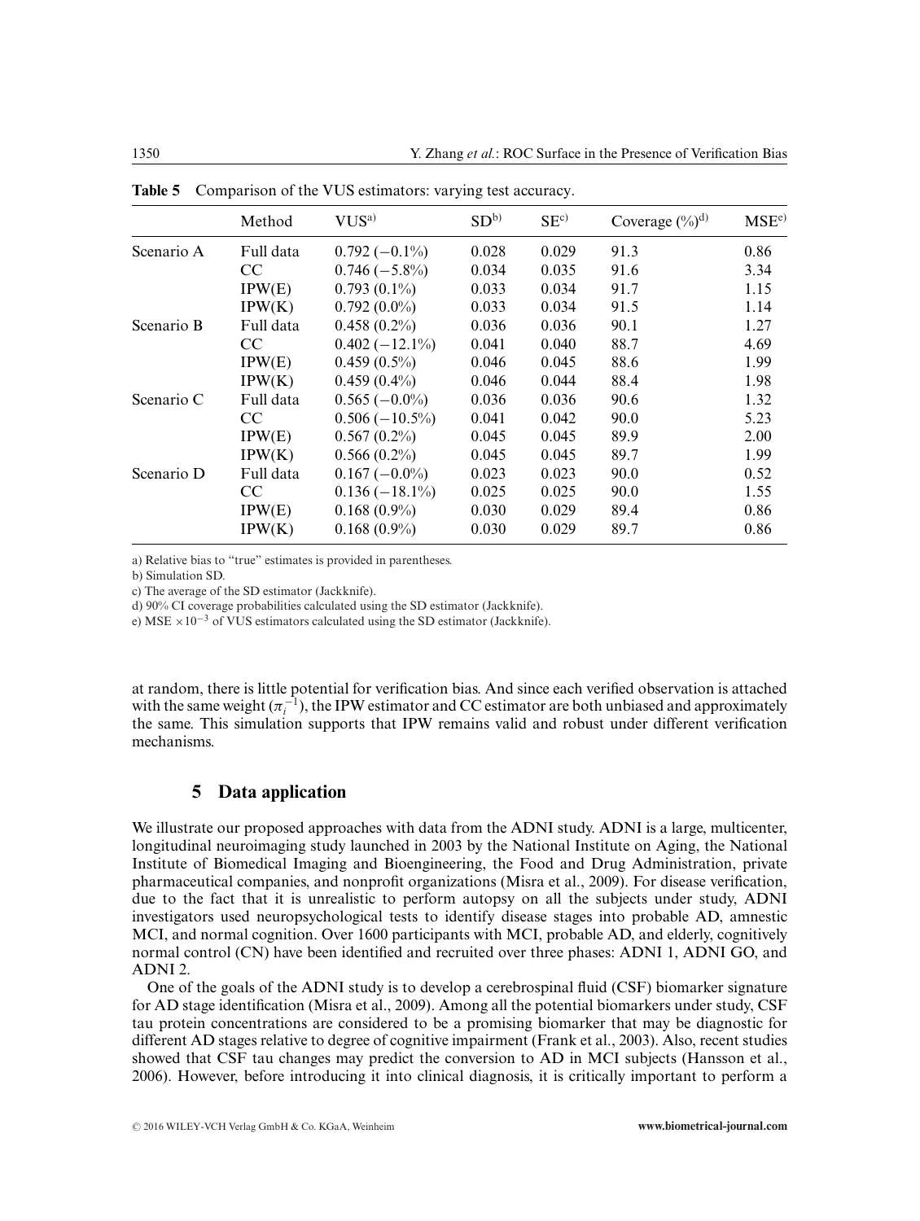**Table 5** Comparison of the VUS estimators: varying test accuracy.

| | Method | VUS[a)] | SD[b)] | SE[c)] | Coverage (%)[d)] | MSE[e)] |
|---|---|---|---|---|---|---|
| Scenario A | Full data | 0.792 (−0.1%) | 0.028 | 0.029 | 91.3 | 0.86 |
| | CC | 0.746 (−5.8%) | 0.034 | 0.035 | 91.6 | 3.34 |
| | IPW(E) | 0.793 (0.1%) | 0.033 | 0.034 | 91.7 | 1.15 |
| | IPW(K) | 0.792 (0.0%) | 0.033 | 0.034 | 91.5 | 1.14 |
| Scenario B | Full data | 0.458 (0.2%) | 0.036 | 0.036 | 90.1 | 1.27 |
| | CC | 0.402 (−12.1%) | 0.041 | 0.040 | 88.7 | 4.69 |
| | IPW(E) | 0.459 (0.5%) | 0.046 | 0.045 | 88.6 | 1.99 |
| | IPW(K) | 0.459 (0.4%) | 0.046 | 0.044 | 88.4 | 1.98 |
| Scenario C | Full data | 0.565 (−0.0%) | 0.036 | 0.036 | 90.6 | 1.32 |
| | CC | 0.506 (−10.5%) | 0.041 | 0.042 | 90.0 | 5.23 |
| | IPW(E) | 0.567 (0.2%) | 0.045 | 0.045 | 89.9 | 2.00 |
| | IPW(K) | 0.566 (0.2%) | 0.045 | 0.045 | 89.7 | 1.99 |
| Scenario D | Full data | 0.167 (−0.0%) | 0.023 | 0.023 | 90.0 | 0.52 |
| | CC | 0.136 (−18.1%) | 0.025 | 0.025 | 90.0 | 1.55 |
| | IPW(E) | 0.168 (0.9%) | 0.030 | 0.029 | 89.4 | 0.86 |
| | IPW(K) | 0.168 (0.9%) | 0.030 | 0.029 | 89.7 | 0.86 |

a) Relative bias to "true" estimates is provided in parentheses.
b) Simulation SD.
c) The average of the SD estimator (Jackknife).
d) 90% CI coverage probabilities calculated using the SD estimator (Jackknife).
e) MSE $\times 10^{-3}$ of VUS estimators calculated using the SD estimator (Jackknife).

at random, there is little potential for verification bias. And since each verified observation is attached with the same weight ($\pi_i^{-1}$), the IPW estimator and CC estimator are both unbiased and approximately the same. This simulation supports that IPW remains valid and robust under different verification mechanisms.

## 5 Data application

We illustrate our proposed approaches with data from the ADNI study. ADNI is a large, multicenter, longitudinal neuroimaging study launched in 2003 by the National Institute on Aging, the National Institute of Biomedical Imaging and Bioengineering, the Food and Drug Administration, private pharmaceutical companies, and nonprofit organizations (Misra et al., 2009). For disease verification, due to the fact that it is unrealistic to perform autopsy on all the subjects under study, ADNI investigators used neuropsychological tests to identify disease stages into probable AD, amnestic MCI, and normal cognition. Over 1600 participants with MCI, probable AD, and elderly, cognitively normal control (CN) have been identified and recruited over three phases: ADNI 1, ADNI GO, and ADNI 2.

One of the goals of the ADNI study is to develop a cerebrospinal fluid (CSF) biomarker signature for AD stage identification (Misra et al., 2009). Among all the potential biomarkers under study, CSF tau protein concentrations are considered to be a promising biomarker that may be diagnostic for different AD stages relative to degree of cognitive impairment (Frank et al., 2003). Also, recent studies showed that CSF tau changes may predict the conversion to AD in MCI subjects (Hansson et al., 2006). However, before introducing it into clinical diagnosis, it is critically important to perform a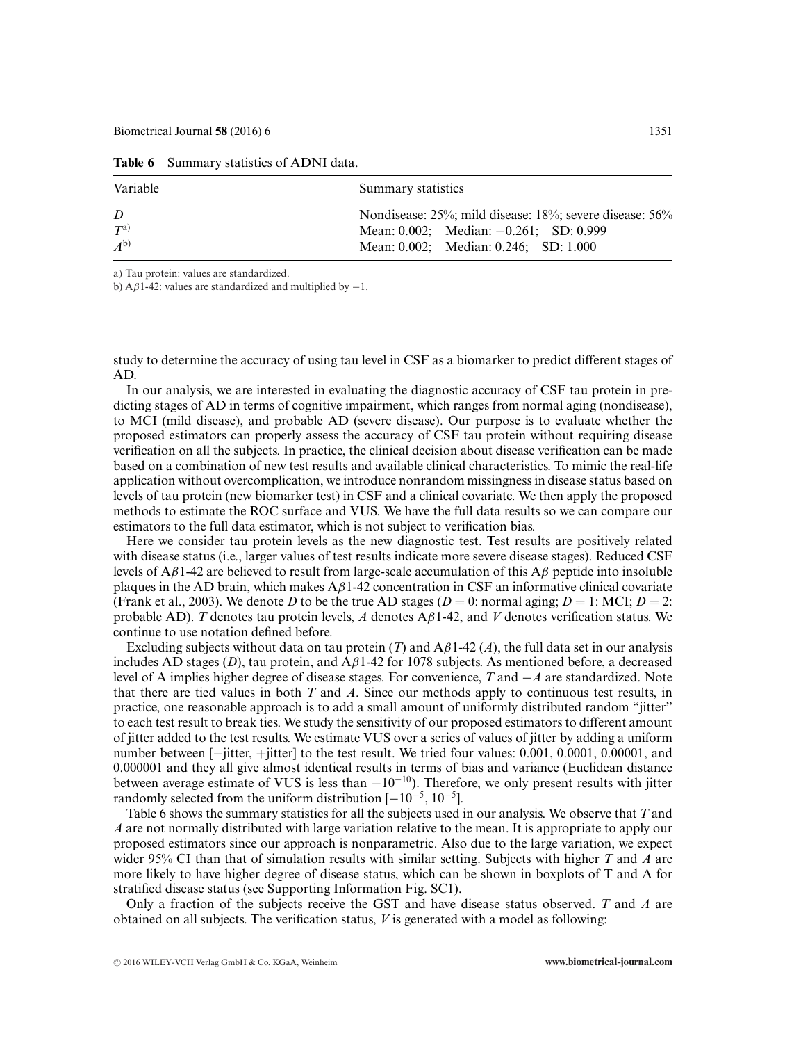**Table 6** Summary statistics of ADNI data.

| Variable | Summary statistics |
|---|---|
| $D$ | Nondisease: 25%; mild disease: 18%; severe disease: 56% |
| $T$[a)] | Mean: 0.002; Median: −0.261; SD: 0.999 |
| $A$[b)] | Mean: 0.002; Median: 0.246; SD: 1.000 |

a) Tau protein: values are standardized.

b) A$\beta$1-42: values are standardized and multiplied by −1.

study to determine the accuracy of using tau level in CSF as a biomarker to predict different stages of AD.

In our analysis, we are interested in evaluating the diagnostic accuracy of CSF tau protein in predicting stages of AD in terms of cognitive impairment, which ranges from normal aging (nondisease), to MCI (mild disease), and probable AD (severe disease). Our purpose is to evaluate whether the proposed estimators can properly assess the accuracy of CSF tau protein without requiring disease verification on all the subjects. In practice, the clinical decision about disease verification can be made based on a combination of new test results and available clinical characteristics. To mimic the real-life application without overcomplication, we introduce nonrandom missingness in disease status based on levels of tau protein (new biomarker test) in CSF and a clinical covariate. We then apply the proposed methods to estimate the ROC surface and VUS. We have the full data results so we can compare our estimators to the full data estimator, which is not subject to verification bias.

Here we consider tau protein levels as the new diagnostic test. Test results are positively related with disease status (i.e., larger values of test results indicate more severe disease stages). Reduced CSF levels of A$\beta$1-42 are believed to result from large-scale accumulation of this A$\beta$ peptide into insoluble plaques in the AD brain, which makes A$\beta$1-42 concentration in CSF an informative clinical covariate (Frank et al., 2003). We denote $D$ to be the true AD stages ($D = 0$: normal aging; $D = 1$: MCI; $D = 2$: probable AD). $T$ denotes tau protein levels, $A$ denotes A$\beta$1-42, and $V$ denotes verification status. We continue to use notation defined before.

Excluding subjects without data on tau protein ($T$) and A$\beta$1-42 ($A$), the full data set in our analysis includes AD stages ($D$), tau protein, and A$\beta$1-42 for 1078 subjects. As mentioned before, a decreased level of A implies higher degree of disease stages. For convenience, $T$ and $-A$ are standardized. Note that there are tied values in both $T$ and $A$. Since our methods apply to continuous test results, in practice, one reasonable approach is to add a small amount of uniformly distributed random "jitter" to each test result to break ties. We study the sensitivity of our proposed estimators to different amount of jitter added to the test results. We estimate VUS over a series of values of jitter by adding a uniform number between [−jitter, +jitter] to the test result. We tried four values: 0.001, 0.0001, 0.00001, and 0.000001 and they all give almost identical results in terms of bias and variance (Euclidean distance between average estimate of VUS is less than $-10^{-10}$). Therefore, we only present results with jitter randomly selected from the uniform distribution $[-10^{-5}, 10^{-5}]$.

Table 6 shows the summary statistics for all the subjects used in our analysis. We observe that $T$ and $A$ are not normally distributed with large variation relative to the mean. It is appropriate to apply our proposed estimators since our approach is nonparametric. Also due to the large variation, we expect wider 95% CI than that of simulation results with similar setting. Subjects with higher $T$ and $A$ are more likely to have higher degree of disease status, which can be shown in boxplots of T and A for stratified disease status (see Supporting Information Fig. SC1).

Only a fraction of the subjects receive the GST and have disease status observed. $T$ and $A$ are obtained on all subjects. The verification status, $V$ is generated with a model as following: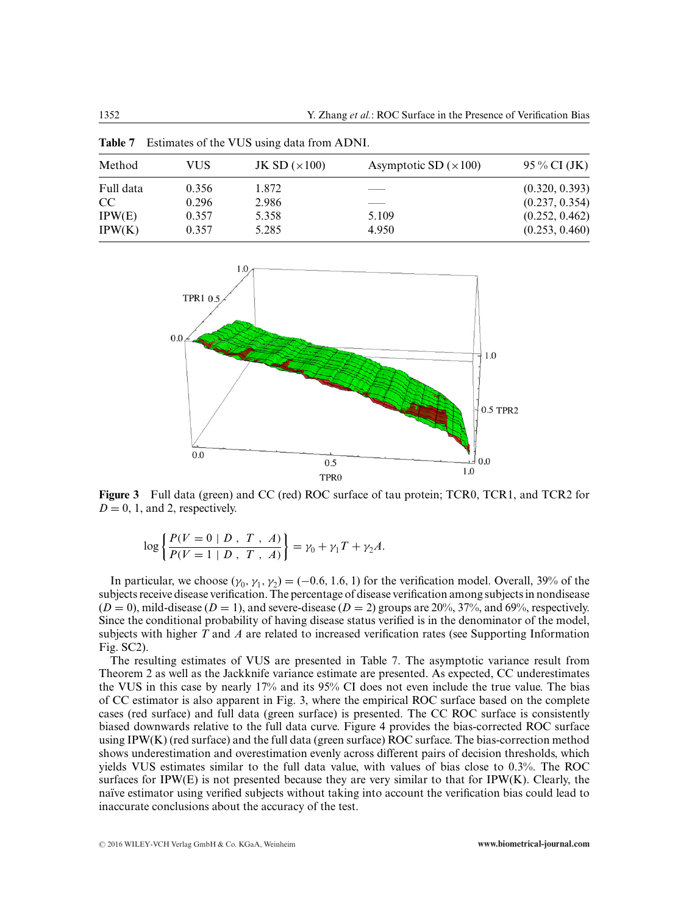**Table 7** Estimates of the VUS using data from ADNI.

| Method | VUS | JK SD ($\times 100$) | Asymptotic SD ($\times 100$) | 95 % CI (JK) |
|---|---|---|---|---|
| Full data | 0.356 | 1.872 | —— | (0.320, 0.393) |
| CC | 0.296 | 2.986 | —— | (0.237, 0.354) |
| IPW(E) | 0.357 | 5.358 | 5.109 | (0.252, 0.462) |
| IPW(K) | 0.357 | 5.285 | 4.950 | (0.253, 0.460) |

**Figure 3** Full data (green) and CC (red) ROC surface of tau protein; TCR0, TCR1, and TCR2 for $D = 0$, 1, and 2, respectively.

$$\log\left\{\frac{P(V=0 \mid D\ ,\ T\ ,\ A)}{P(V=1 \mid D\ ,\ T\ ,\ A)}\right\} = \gamma_0 + \gamma_1 T + \gamma_2 A.$$

In particular, we choose $(\gamma_0, \gamma_1, \gamma_2) = (-0.6, 1.6, 1)$ for the verification model. Overall, 39% of the subjects receive disease verification. The percentage of disease verification among subjects in nondisease ($D = 0$), mild-disease ($D = 1$), and severe-disease ($D = 2$) groups are 20%, 37%, and 69%, respectively. Since the conditional probability of having disease status verified is in the denominator of the model, subjects with higher $T$ and $A$ are related to increased verification rates (see Supporting Information Fig. SC2).

The resulting estimates of VUS are presented in Table 7. The asymptotic variance result from Theorem 2 as well as the Jackknife variance estimate are presented. As expected, CC underestimates the VUS in this case by nearly 17% and its 95% CI does not even include the true value. The bias of CC estimator is also apparent in Fig. 3, where the empirical ROC surface based on the complete cases (red surface) and full data (green surface) is presented. The CC ROC surface is consistently biased downwards relative to the full data curve. Figure 4 provides the bias-corrected ROC surface using IPW(K) (red surface) and the full data (green surface) ROC surface. The bias-correction method shows underestimation and overestimation evenly across different pairs of decision thresholds, which yields VUS estimates similar to the full data value, with values of bias close to 0.3%. The ROC surfaces for IPW(E) is not presented because they are very similar to that for IPW(K). Clearly, the naïve estimator using verified subjects without taking into account the verification bias could lead to inaccurate conclusions about the accuracy of the test.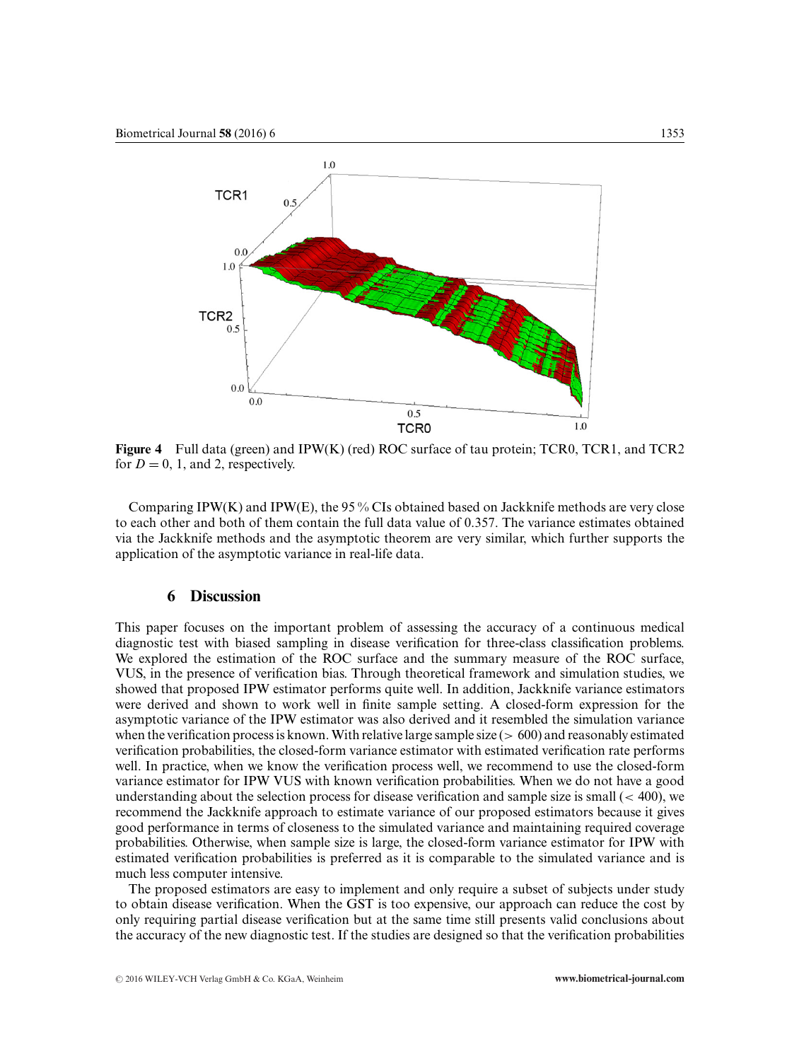1.0

TCR1

0.5

0.0

1.0

TCR2

0.5

0.0

0.0

0.5

TCR0

1.0

**Figure 4** Full data (green) and IPW(K) (red) ROC surface of tau protein; TCR0, TCR1, and TCR2 for $D = 0$, 1, and 2, respectively.

Comparing IPW(K) and IPW(E), the 95 % CIs obtained based on Jackknife methods are very close to each other and both of them contain the full data value of 0.357. The variance estimates obtained via the Jackknife methods and the asymptotic theorem are very similar, which further supports the application of the asymptotic variance in real-life data.

## 6 Discussion

This paper focuses on the important problem of assessing the accuracy of a continuous medical diagnostic test with biased sampling in disease verification for three-class classification problems. We explored the estimation of the ROC surface and the summary measure of the ROC surface, VUS, in the presence of verification bias. Through theoretical framework and simulation studies, we showed that proposed IPW estimator performs quite well. In addition, Jackknife variance estimators were derived and shown to work well in finite sample setting. A closed-form expression for the asymptotic variance of the IPW estimator was also derived and it resembled the simulation variance when the verification process is known. With relative large sample size ($> 600$) and reasonably estimated verification probabilities, the closed-form variance estimator with estimated verification rate performs well. In practice, when we know the verification process well, we recommend to use the closed-form variance estimator for IPW VUS with known verification probabilities. When we do not have a good understanding about the selection process for disease verification and sample size is small ($< 400$), we recommend the Jackknife approach to estimate variance of our proposed estimators because it gives good performance in terms of closeness to the simulated variance and maintaining required coverage probabilities. Otherwise, when sample size is large, the closed-form variance estimator for IPW with estimated verification probabilities is preferred as it is comparable to the simulated variance and is much less computer intensive.

The proposed estimators are easy to implement and only require a subset of subjects under study to obtain disease verification. When the GST is too expensive, our approach can reduce the cost by only requiring partial disease verification but at the same time still presents valid conclusions about the accuracy of the new diagnostic test. If the studies are designed so that the verification probabilities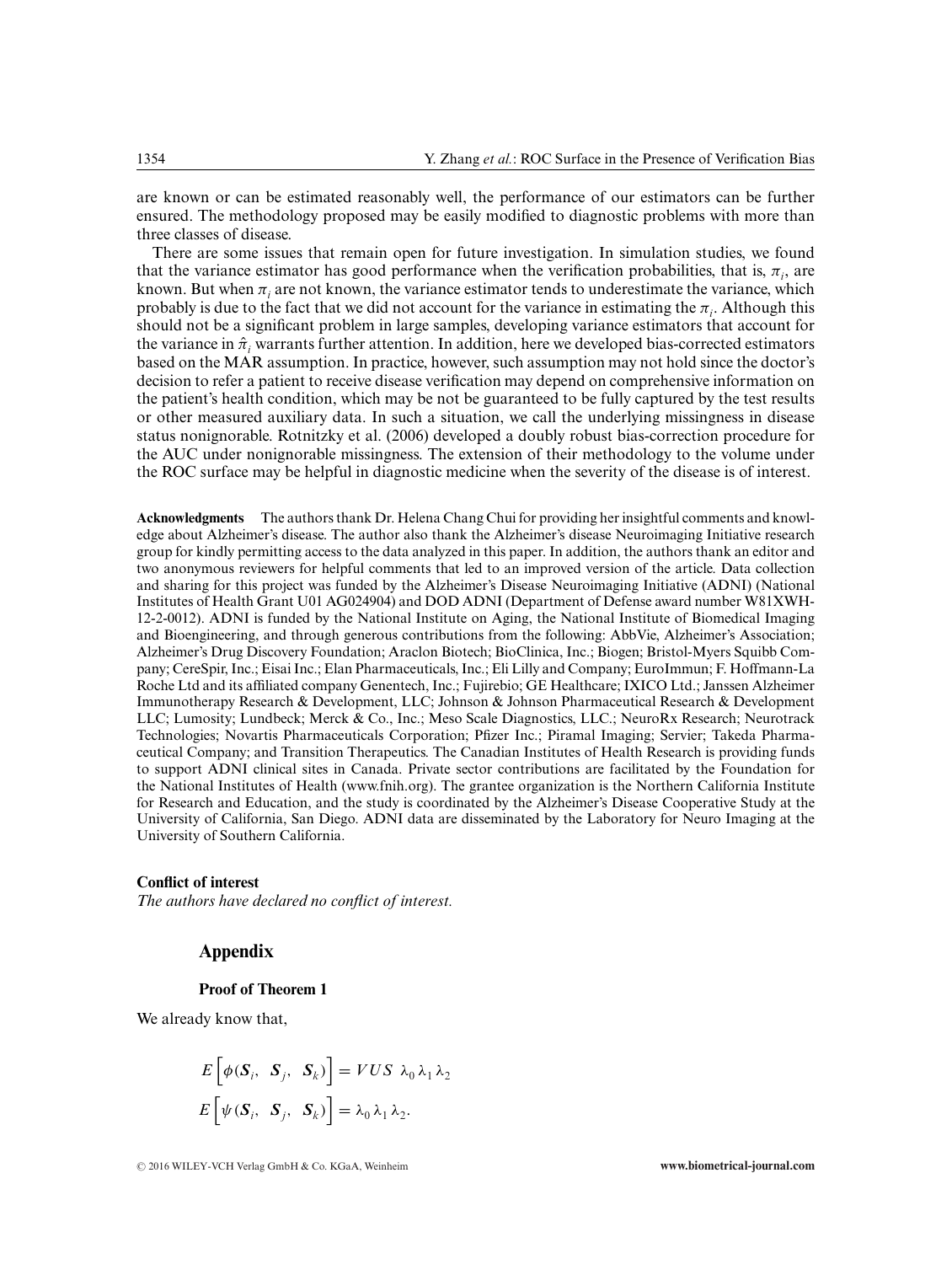are known or can be estimated reasonably well, the performance of our estimators can be further ensured. The methodology proposed may be easily modified to diagnostic problems with more than three classes of disease.

There are some issues that remain open for future investigation. In simulation studies, we found that the variance estimator has good performance when the verification probabilities, that is, $\pi_i$, are known. But when $\pi_i$ are not known, the variance estimator tends to underestimate the variance, which probably is due to the fact that we did not account for the variance in estimating the $\pi_i$. Although this should not be a significant problem in large samples, developing variance estimators that account for the variance in $\hat{\pi}_i$ warrants further attention. In addition, here we developed bias-corrected estimators based on the MAR assumption. In practice, however, such assumption may not hold since the doctor's decision to refer a patient to receive disease verification may depend on comprehensive information on the patient's health condition, which may be not be guaranteed to be fully captured by the test results or other measured auxiliary data. In such a situation, we call the underlying missingness in disease status nonignorable. Rotnitzky et al. (2006) developed a doubly robust bias-correction procedure for the AUC under nonignorable missingness. The extension of their methodology to the volume under the ROC surface may be helpful in diagnostic medicine when the severity of the disease is of interest.

**Acknowledgments** The authors thank Dr. Helena Chang Chui for providing her insightful comments and knowledge about Alzheimer's disease. The author also thank the Alzheimer's disease Neuroimaging Initiative research group for kindly permitting access to the data analyzed in this paper. In addition, the authors thank an editor and two anonymous reviewers for helpful comments that led to an improved version of the article. Data collection and sharing for this project was funded by the Alzheimer's Disease Neuroimaging Initiative (ADNI) (National Institutes of Health Grant U01 AG024904) and DOD ADNI (Department of Defense award number W81XWH-12-2-0012). ADNI is funded by the National Institute on Aging, the National Institute of Biomedical Imaging and Bioengineering, and through generous contributions from the following: AbbVie, Alzheimer's Association; Alzheimer's Drug Discovery Foundation; Araclon Biotech; BioClinica, Inc.; Biogen; Bristol-Myers Squibb Company; CereSpir, Inc.; Eisai Inc.; Elan Pharmaceuticals, Inc.; Eli Lilly and Company; EuroImmun; F. Hoffmann-La Roche Ltd and its affiliated company Genentech, Inc.; Fujirebio; GE Healthcare; IXICO Ltd.; Janssen Alzheimer Immunotherapy Research & Development, LLC; Johnson & Johnson Pharmaceutical Research & Development LLC; Lumosity; Lundbeck; Merck & Co., Inc.; Meso Scale Diagnostics, LLC.; NeuroRx Research; Neurotrack Technologies; Novartis Pharmaceuticals Corporation; Pfizer Inc.; Piramal Imaging; Servier; Takeda Pharmaceutical Company; and Transition Therapeutics. The Canadian Institutes of Health Research is providing funds to support ADNI clinical sites in Canada. Private sector contributions are facilitated by the Foundation for the National Institutes of Health (www.fnih.org). The grantee organization is the Northern California Institute for Research and Education, and the study is coordinated by the Alzheimer's Disease Cooperative Study at the University of California, San Diego. ADNI data are disseminated by the Laboratory for Neuro Imaging at the University of Southern California.

**Conflict of interest**

*The authors have declared no conflict of interest.*

## Appendix

### Proof of Theorem 1

We already know that,

$$E\left[\phi(\boldsymbol{S}_i,\ \boldsymbol{S}_j,\ \boldsymbol{S}_k)\right] = VUS\ \lambda_0\,\lambda_1\,\lambda_2$$

$$E\left[\psi(\boldsymbol{S}_i,\ \boldsymbol{S}_j,\ \boldsymbol{S}_k)\right] = \lambda_0\,\lambda_1\,\lambda_2.$$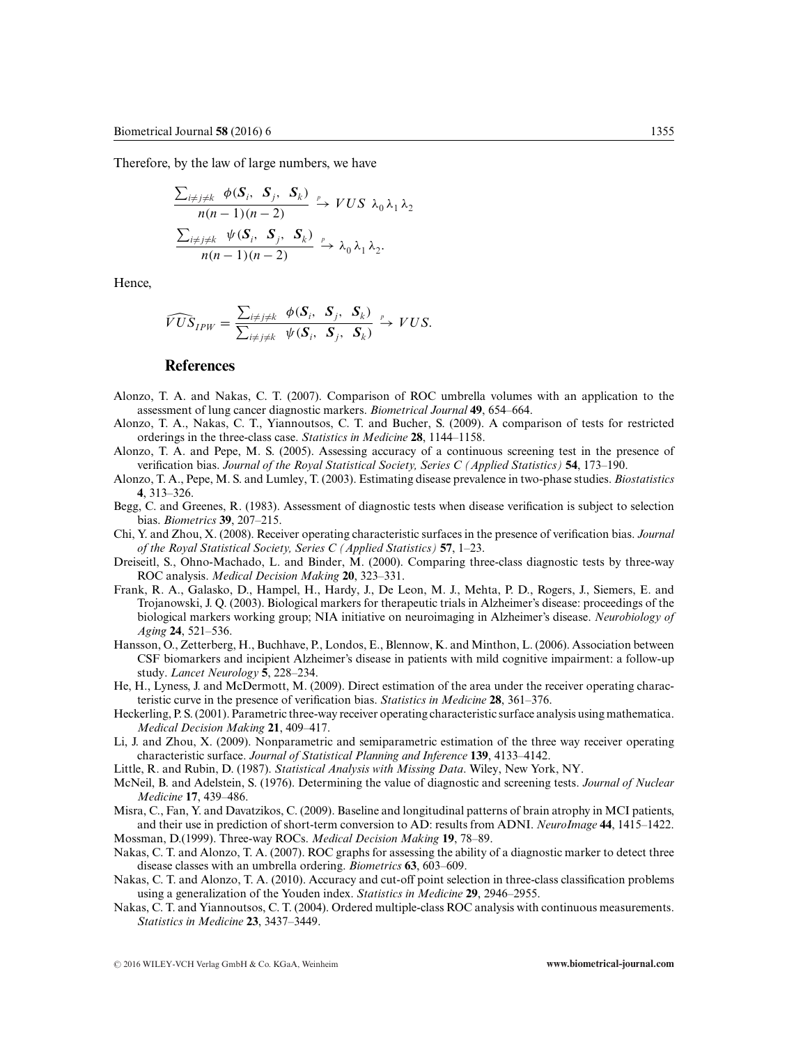Therefore, by the law of large numbers, we have

$$\frac{\sum_{i \neq j \neq k} \phi(\boldsymbol{S}_i, \ \boldsymbol{S}_j, \ \boldsymbol{S}_k)}{n(n-1)(n-2)} \xrightarrow{p} VUS \ \lambda_0 \lambda_1 \lambda_2$$

$$\frac{\sum_{i \neq j \neq k} \psi(\boldsymbol{S}_i, \ \boldsymbol{S}_j, \ \boldsymbol{S}_k)}{n(n-1)(n-2)} \xrightarrow{p} \lambda_0 \lambda_1 \lambda_2.$$

Hence,

$$\widehat{VUS}_{IPW} = \frac{\sum_{i \neq j \neq k} \phi(\boldsymbol{S}_i, \ \boldsymbol{S}_j, \ \boldsymbol{S}_k)}{\sum_{i \neq j \neq k} \psi(\boldsymbol{S}_i, \ \boldsymbol{S}_j, \ \boldsymbol{S}_k)} \xrightarrow{p} VUS.$$

## References

Alonzo, T. A. and Nakas, C. T. (2007). Comparison of ROC umbrella volumes with an application to the assessment of lung cancer diagnostic markers. *Biometrical Journal* **49**, 654–664.

Alonzo, T. A., Nakas, C. T., Yiannoutsos, C. T. and Bucher, S. (2009). A comparison of tests for restricted orderings in the three-class case. *Statistics in Medicine* **28**, 1144–1158.

Alonzo, T. A. and Pepe, M. S. (2005). Assessing accuracy of a continuous screening test in the presence of verification bias. *Journal of the Royal Statistical Society, Series C (Applied Statistics)* **54**, 173–190.

Alonzo, T. A., Pepe, M. S. and Lumley, T. (2003). Estimating disease prevalence in two-phase studies. *Biostatistics* **4**, 313–326.

Begg, C. and Greenes, R. (1983). Assessment of diagnostic tests when disease verification is subject to selection bias. *Biometrics* **39**, 207–215.

Chi, Y. and Zhou, X. (2008). Receiver operating characteristic surfaces in the presence of verification bias. *Journal of the Royal Statistical Society, Series C (Applied Statistics)* **57**, 1–23.

Dreiseitl, S., Ohno-Machado, L. and Binder, M. (2000). Comparing three-class diagnostic tests by three-way ROC analysis. *Medical Decision Making* **20**, 323–331.

Frank, R. A., Galasko, D., Hampel, H., Hardy, J., De Leon, M. J., Mehta, P. D., Rogers, J., Siemers, E. and Trojanowski, J. Q. (2003). Biological markers for therapeutic trials in Alzheimer's disease: proceedings of the biological markers working group; NIA initiative on neuroimaging in Alzheimer's disease. *Neurobiology of Aging* **24**, 521–536.

Hansson, O., Zetterberg, H., Buchhave, P., Londos, E., Blennow, K. and Minthon, L. (2006). Association between CSF biomarkers and incipient Alzheimer's disease in patients with mild cognitive impairment: a follow-up study. *Lancet Neurology* **5**, 228–234.

He, H., Lyness, J. and McDermott, M. (2009). Direct estimation of the area under the receiver operating characteristic curve in the presence of verification bias. *Statistics in Medicine* **28**, 361–376.

Heckerling, P. S. (2001). Parametric three-way receiver operating characteristic surface analysis using mathematica. *Medical Decision Making* **21**, 409–417.

Li, J. and Zhou, X. (2009). Nonparametric and semiparametric estimation of the three way receiver operating characteristic surface. *Journal of Statistical Planning and Inference* **139**, 4133–4142.

Little, R. and Rubin, D. (1987). *Statistical Analysis with Missing Data*. Wiley, New York, NY.

McNeil, B. and Adelstein, S. (1976). Determining the value of diagnostic and screening tests. *Journal of Nuclear Medicine* **17**, 439–486.

Misra, C., Fan, Y. and Davatzikos, C. (2009). Baseline and longitudinal patterns of brain atrophy in MCI patients, and their use in prediction of short-term conversion to AD: results from ADNI. *NeuroImage* **44**, 1415–1422.

Mossman, D.(1999). Three-way ROCs. *Medical Decision Making* **19**, 78–89.

Nakas, C. T. and Alonzo, T. A. (2007). ROC graphs for assessing the ability of a diagnostic marker to detect three disease classes with an umbrella ordering. *Biometrics* **63**, 603–609.

Nakas, C. T. and Alonzo, T. A. (2010). Accuracy and cut-off point selection in three-class classification problems using a generalization of the Youden index. *Statistics in Medicine* **29**, 2946–2955.

Nakas, C. T. and Yiannoutsos, C. T. (2004). Ordered multiple-class ROC analysis with continuous measurements. *Statistics in Medicine* **23**, 3437–3449.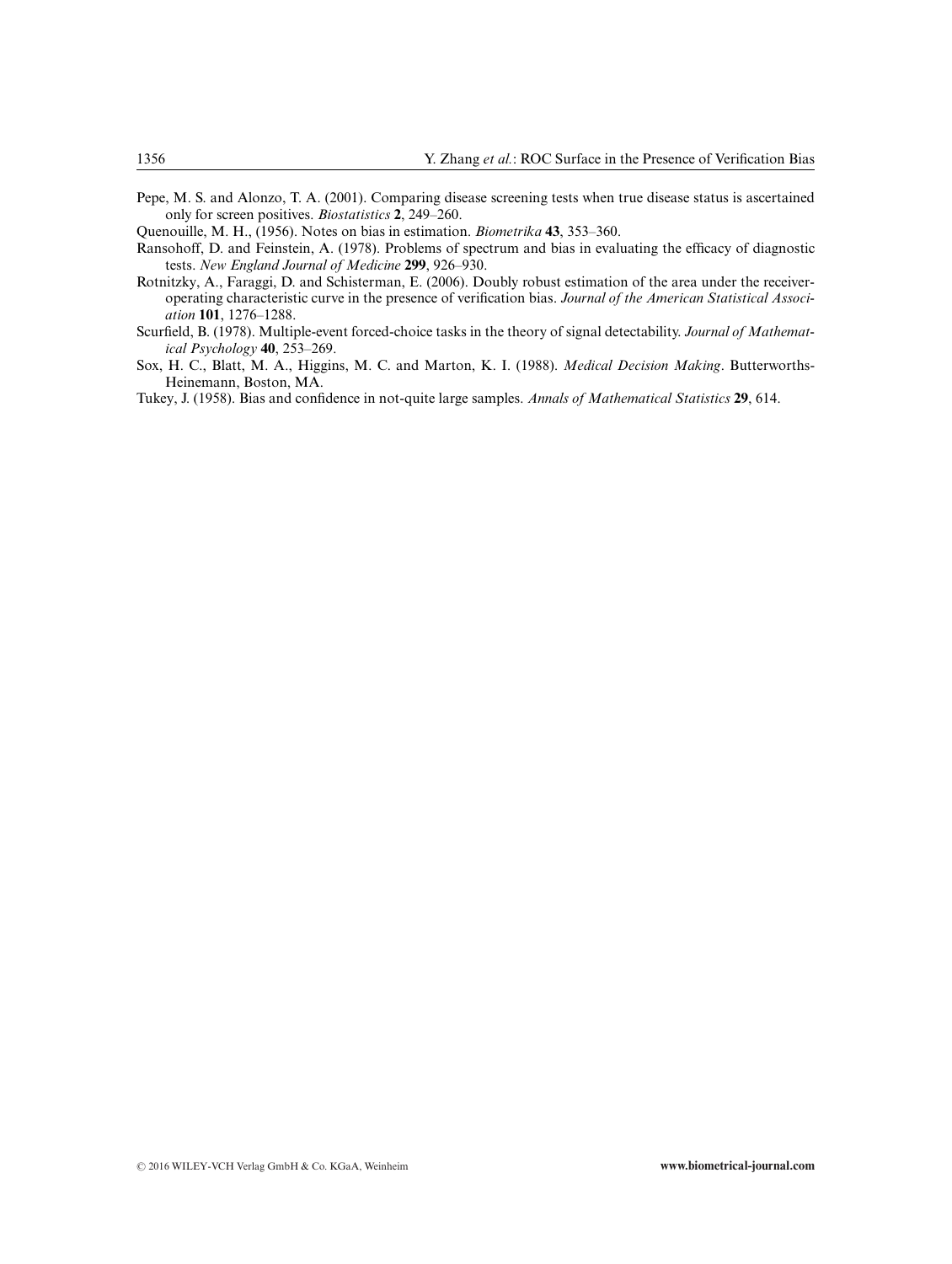Pepe, M. S. and Alonzo, T. A. (2001). Comparing disease screening tests when true disease status is ascertained only for screen positives. *Biostatistics* **2**, 249–260.

Quenouille, M. H., (1956). Notes on bias in estimation. *Biometrika* **43**, 353–360.

Ransohoff, D. and Feinstein, A. (1978). Problems of spectrum and bias in evaluating the efficacy of diagnostic tests. *New England Journal of Medicine* **299**, 926–930.

Rotnitzky, A., Faraggi, D. and Schisterman, E. (2006). Doubly robust estimation of the area under the receiver-operating characteristic curve in the presence of verification bias. *Journal of the American Statistical Association* **101**, 1276–1288.

Scurfield, B. (1978). Multiple-event forced-choice tasks in the theory of signal detectability. *Journal of Mathematical Psychology* **40**, 253–269.

Sox, H. C., Blatt, M. A., Higgins, M. C. and Marton, K. I. (1988). *Medical Decision Making*. Butterworths-Heinemann, Boston, MA.

Tukey, J. (1958). Bias and confidence in not-quite large samples. *Annals of Mathematical Statistics* **29**, 614.